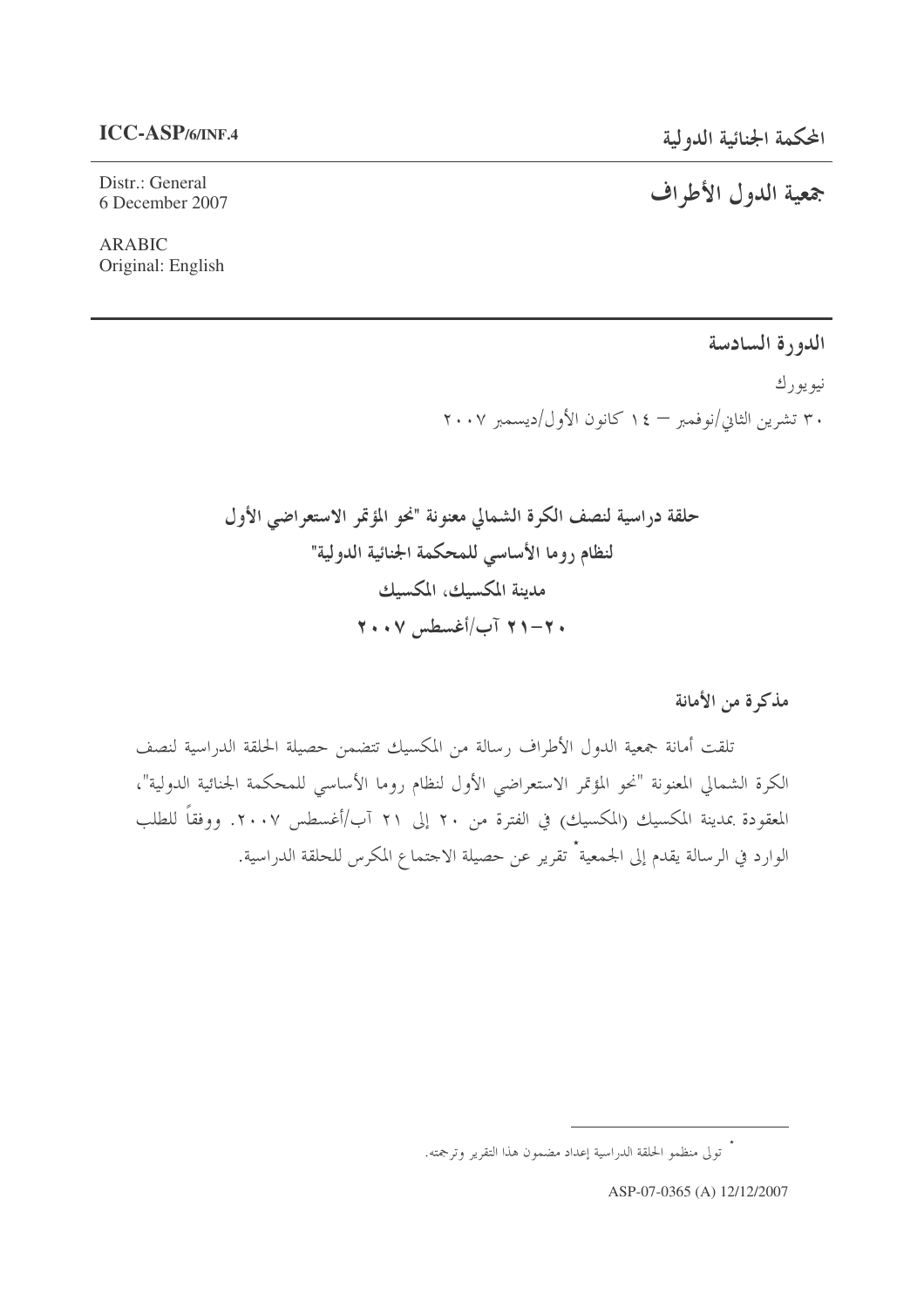**ICC-ASP/6/INF.4**

Distr.: General
6 December 2007

ARABIC
Original: English

# المحكمة الجنائية الدولية

# جمعية الدول الأطراف

## الدورة السادسة

نيويورك

٣٠ تشرين الثاني/نوفمبر – ١٤ كانون الأول/ديسمبر ٢٠٠٧

## حلقة دراسية لنصف الكرة الشمالي معنونة "نحو المؤتمر الاستعراضي الأول لنظام روما الأساسي للمحكمة الجنائية الدولية"

## مدينة المكسيك، المكسيك

## ٢٠–٢١ آب/أغسطس ٢٠٠٧

### مذكرة من الأمانة

تلقت أمانة جمعية الدول الأطراف رسالة من المكسيك تتضمن حصيلة الحلقة الدراسية لنصف الكرة الشمالي المعنونة "نحو المؤتمر الاستعراضي الأول لنظام روما الأساسي للمحكمة الجنائية الدولية"، المعقودة بمدينة المكسيك (المكسيك) في الفترة من ٢٠ إلى ٢١ آب/أغسطس ٢٠٠٧. ووفقاً للطلب الوارد في الرسالة يقدم إلى الجمعية* تقرير عن حصيلة الاجتماع المكرس للحلقة الدراسية.

---

* تولى منظمو الحلقة الدراسية إعداد مضمون هذا التقرير وترجمته.

ASP-07-0365 (A) 12/12/2007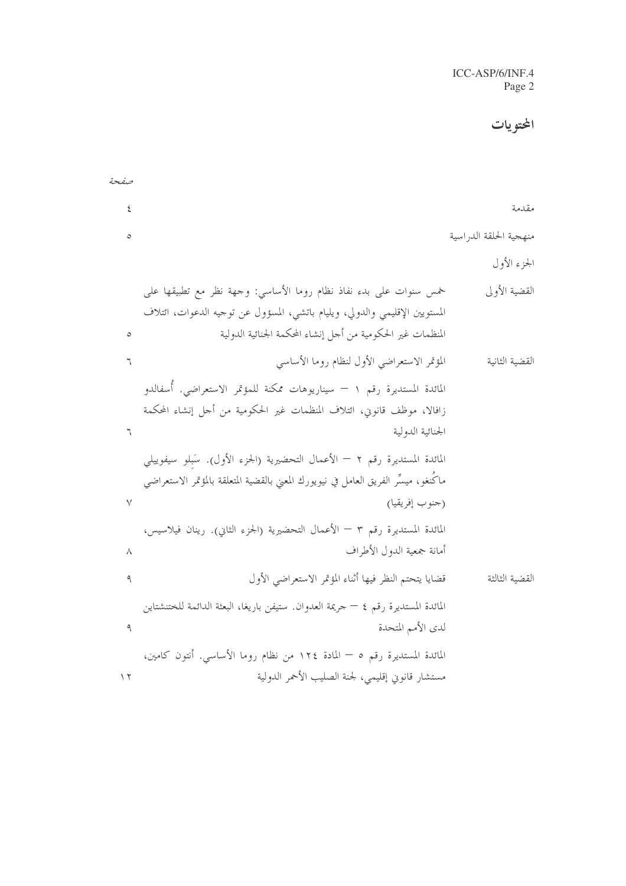# المحتويات

| | | صفحة |
|---|---|---|
| مقدمة | | ٤ |
| منهجية الحلقة الدراسية | | ٥ |
| الجزء الأول | | |
| القضية الأولى | خمس سنوات على بدء نفاذ نظام روما الأساسي: وجهة نظر مع تطبيقها على المستويين الإقليمي والدولي، ويليام باتشي، المسؤول عن توجيه الدعوات، ائتلاف المنظمات غير الحكومية من أجل إنشاء المحكمة الجنائية الدولية | ٥ |
| القضية الثانية | المؤتمر الاستعراضي الأول لنظام روما الأساسي | ٦ |
| | المائدة المستديرة رقم ١ — سيناريوهات ممكنة للمؤتمر الاستعراضي. أُسفالدو زافالا، موظف قانوني، ائتلاف المنظمات غير الحكومية من أجل إنشاء المحكمة الجنائية الدولية | ٦ |
| | المائدة المستديرة رقم ٢ — الأعمال التحضيرية (الجزء الأول). سَبلو سيفوييلي ماكُنغو، ميسِّر الفريق العامل في نيويورك المعني بالقضية المتعلقة بالمؤتمر الاستعراضي (جنوب إفريقيا) | ٧ |
| | المائدة المستديرة رقم ٣ — الأعمال التحضيرية (الجزء الثاني). رينان فيلاسيس، أمانة جمعية الدول الأطراف | ٨ |
| القضية الثالثة | قضايا يتحتم النظر فيها أثناء المؤتمر الاستعراضي الأول | ٩ |
| | المائدة المستديرة رقم ٤ — جريمة العدوان. ستيفن باريغا، البعثة الدائمة للختنشتاين لدى الأمم المتحدة | ٩ |
| | المائدة المستديرة رقم ٥ — المادة ١٢٤ من نظام روما الأساسي. أنتون كامين، مستشار قانوني إقليمي، لجنة الصليب الأحمر الدولية | ١٢ |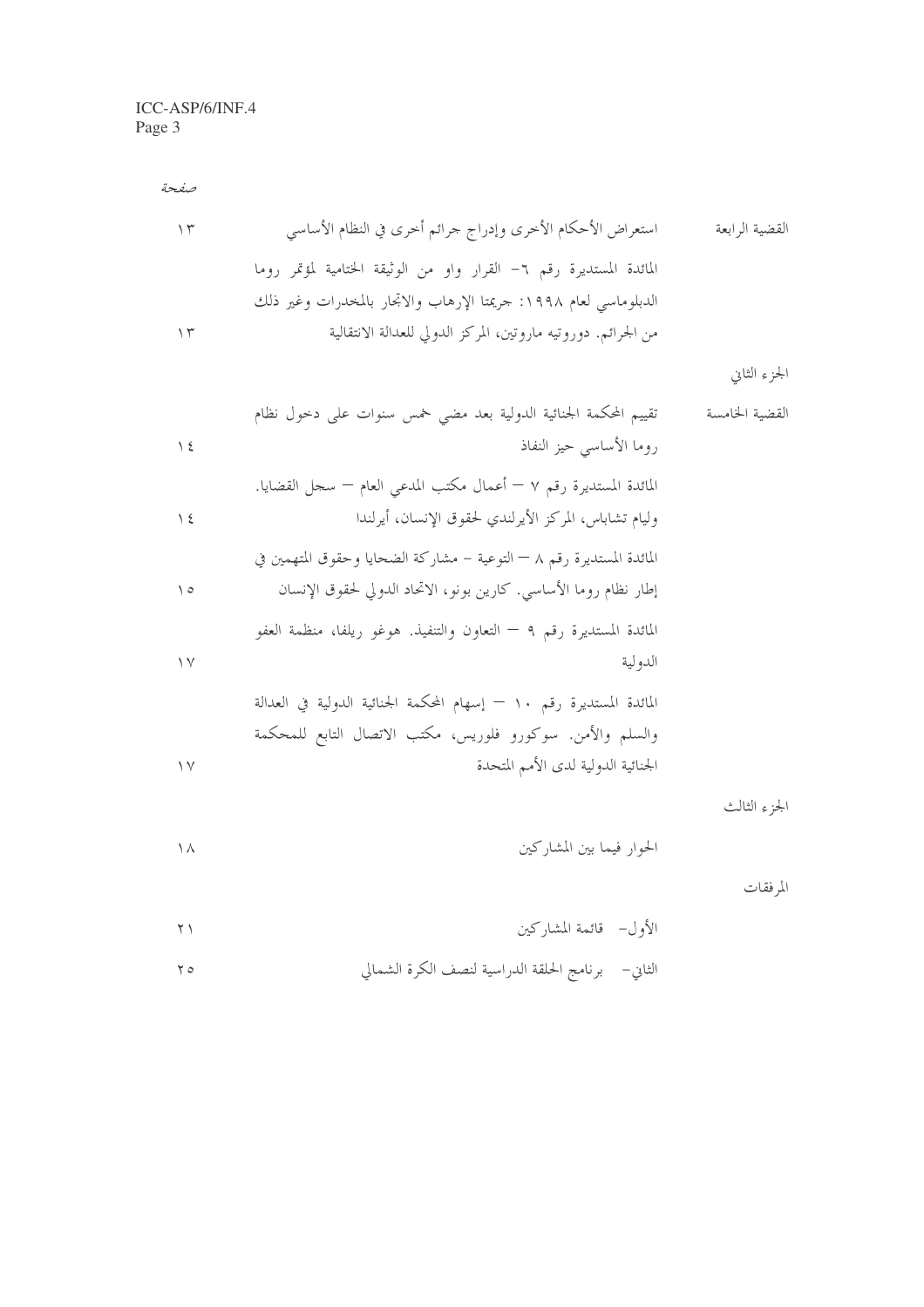صفحة

| | | |
|---|---|---|
| القضية الرابعة | استعراض الأحكام الأخرى وإدراج جرائم أخرى في النظام الأساسي | ١٣ |
| | المائدة المستديرة رقم ٦- القرار واو من الوثيقة الختامية لمؤتمر روما الدبلوماسي لعام ١٩٩٨: جريمتا الإرهاب والاتجار بالمخدرات وغير ذلك من الجرائم. دوروتيه ماروتين، المركز الدولي للعدالة الانتقالية | ١٣ |
| الجزء الثاني | | |
| القضية الخامسة | تقييم المحكمة الجنائية الدولية بعد مضي خمس سنوات على دخول نظام روما الأساسي حيز النفاذ | ١٤ |
| | المائدة المستديرة رقم ٧ – أعمال مكتب المدعي العام – سجل القضايا. وليام تشاباس، المركز الأيرلندي لحقوق الإنسان، أيرلندا | ١٤ |
| | المائدة المستديرة رقم ٨ – التوعية - مشاركة الضحايا وحقوق المتهمين في إطار نظام روما الأساسي. كارين بونو، الاتحاد الدولي لحقوق الإنسان | ١٥ |
| | المائدة المستديرة رقم ٩ – التعاون والتنفيذ. هوغو ريلفا، منظمة العفو الدولية | ١٧ |
| | المائدة المستديرة رقم ١٠ – إسهام المحكمة الجنائية الدولية في العدالة والسلم والأمن. سوكورو فلوريس، مكتب الاتصال التابع للمحكمة الجنائية الدولية لدى الأمم المتحدة | ١٧ |
| الجزء الثالث | | |
| | الحوار فيما بين المشاركين | ١٨ |
| المرفقات | | |
| | الأول- قائمة المشاركين | ٢١ |
| | الثاني- برنامج الحلقة الدراسية لنصف الكرة الشمالي | ٢٥ |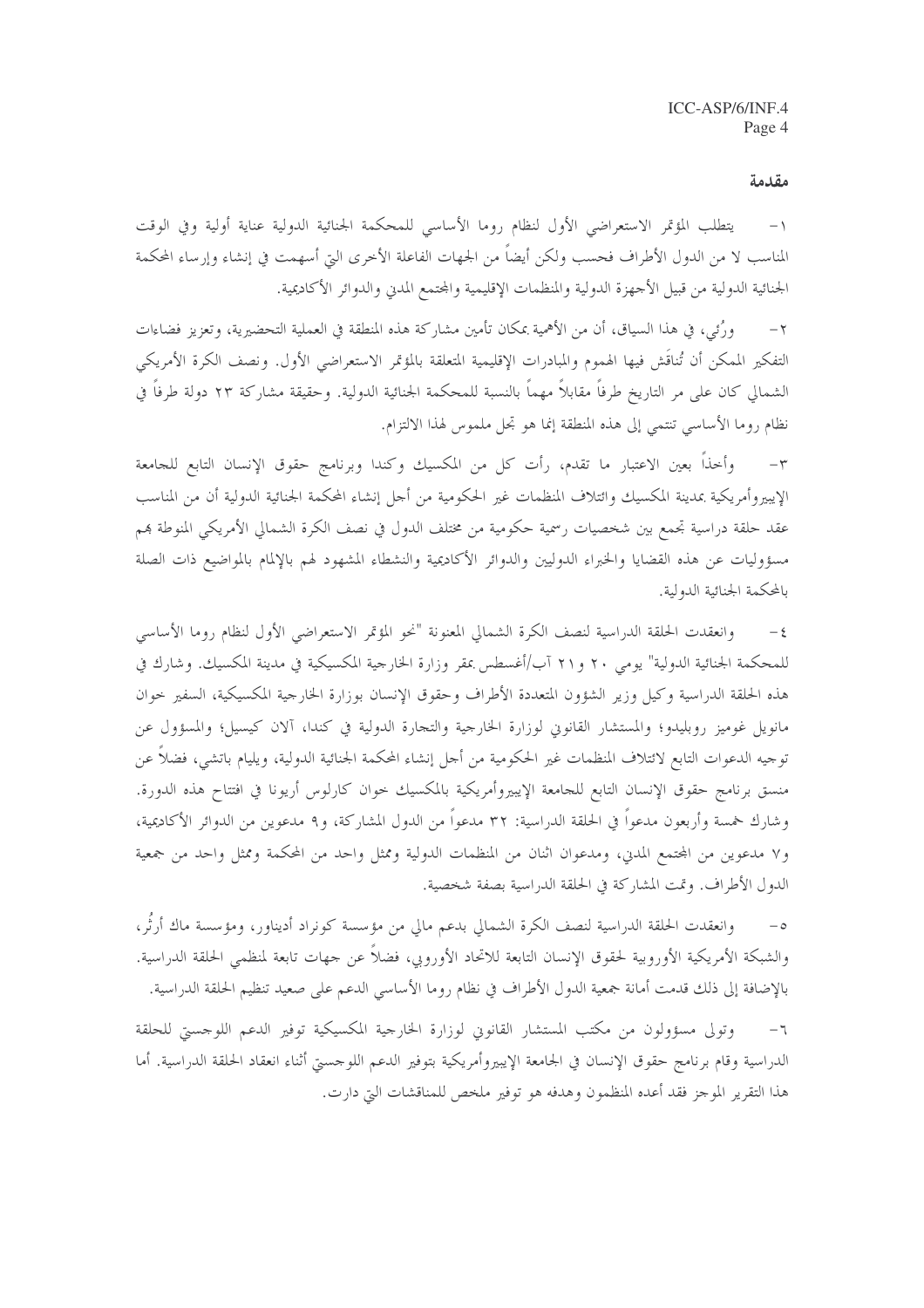## مقدمة

١- يتطلب المؤتمر الاستعراضي الأول لنظام روما الأساسي للمحكمة الجنائية الدولية عناية أولية وفي الوقت المناسب لا من الدول الأطراف فحسب ولكن أيضاً من الجهات الفاعلة الأخرى التي أسهمت في إنشاء وإرساء المحكمة الجنائية الدولية من قبيل الأجهزة الدولية والمنظمات الإقليمية والمجتمع المدني والدوائر الأكاديمية.

٢- ورُئي، في هذا السياق، أن من الأهمية بمكان تأمين مشاركة هذه المنطقة في العملية التحضيرية، وتعزيز فضاءات التفكير الممكن أن تُناقَش فيها الهموم والمبادرات الإقليمية المتعلقة بالمؤتمر الاستعراضي الأول. ونصف الكرة الأمريكي الشمالي كان على مر التاريخ طرفاً مقابلاً مهماً بالنسبة للمحكمة الجنائية الدولية. وحقيقة مشاركة ٢٣ دولة طرفاً في نظام روما الأساسي تنتمي إلى هذه المنطقة إنما هو تجل ملموس لهذا الالتزام.

٣- وأخذاً بعين الاعتبار ما تقدم، رأت كل من المكسيك وكندا وبرنامج حقوق الإنسان التابع للجامعة الإيبيروأمريكية بمدينة المكسيك وائتلاف المنظمات غير الحكومية من أجل إنشاء المحكمة الجنائية الدولية أن من المناسب عقد حلقة دراسية تجمع بين شخصيات رسمية حكومية من مختلف الدول في نصف الكرة الشمالي الأمريكي المنوطة بهم مسؤوليات عن هذه القضايا والخبراء الدوليين والدوائر الأكاديمية والنشطاء المشهود لهم بالإلمام بالمواضيع ذات الصلة بالمحكمة الجنائية الدولية.

٤- وانعقدت الحلقة الدراسية لنصف الكرة الشمالي المعنونة "نحو المؤتمر الاستعراضي الأول لنظام روما الأساسي للمحكمة الجنائية الدولية" يومي ٢٠ و٢١ آب/أغسطس بمقر وزارة الخارجية المكسيكية في مدينة المكسيك. وشارك في هذه الحلقة الدراسية وكيل وزير الشؤون المتعددة الأطراف وحقوق الإنسان بوزارة الخارجية المكسيكية، السفير خوان مانويل غوميز روبليدو؛ والمستشار القانوني لوزارة الخارجية والتجارة الدولية في كندا، آلان كيسيل؛ والمسؤول عن توجيه الدعوات التابع لائتلاف المنظمات غير الحكومية من أجل إنشاء المحكمة الجنائية الدولية، ويليام باتشي، فضلاً عن منسق برنامج حقوق الإنسان التابع للجامعة الإيبيروأمريكية بالمكسيك خوان كارلوس أريونا في افتتاح هذه الدورة. وشارك خمسة وأربعون مدعواً في الحلقة الدراسية: ٣٢ مدعواً من الدول المشاركة، و٩ مدعوين من الدوائر الأكاديمية، و٧ مدعوين من المجتمع المدني، ومدعوان اثنان من المنظمات الدولية وممثل واحد من المحكمة وممثل واحد من جمعية الدول الأطراف. وتمت المشاركة في الحلقة الدراسية بصفة شخصية.

٥- وانعقدت الحلقة الدراسية لنصف الكرة الشمالي بدعم مالي من مؤسسة كونراد أديناور، ومؤسسة ماك أرثُر، والشبكة الأمريكية الأوروبية لحقوق الإنسان التابعة للاتحاد الأوروبي، فضلاً عن جهات تابعة لمنظمي الحلقة الدراسية. بالإضافة إلى ذلك قدمت أمانة جمعية الدول الأطراف في نظام روما الأساسي الدعم على صعيد تنظيم الحلقة الدراسية.

٦- وتولى مسؤولون من مكتب المستشار القانوني لوزارة الخارجية المكسيكية توفير الدعم اللوجستي للحلقة الدراسية وقام برنامج حقوق الإنسان في الجامعة الإيبيروأمريكية بتوفير الدعم اللوجستي أثناء انعقاد الحلقة الدراسية. أما هذا التقرير الموجز فقد أعده المنظمون وهدفه هو توفير ملخص للمناقشات التي دارت.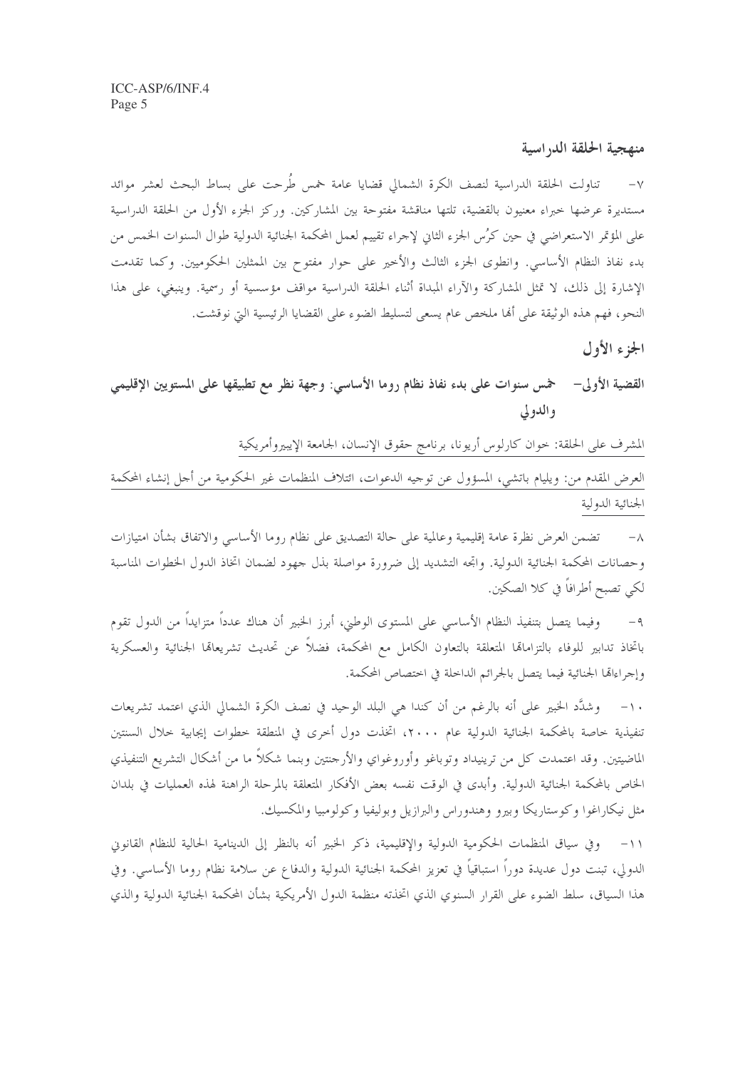## منهجية الحلقة الدراسية

٧- تناولت الحلقة الدراسية لنصف الكرة الشمالي قضايا عامة خمس طُرحت على بساط البحث لعشر موائد مستديرة عرضها خبراء معنيون بالقضية، تلتها مناقشة مفتوحة بين المشاركين. وركز الجزء الأول من الحلقة الدراسية على المؤتمر الاستعراضي في حين كرُس الجزء الثاني لإجراء تقييم لعمل المحكمة الجنائية الدولية طوال السنوات الخمس من بدء نفاذ النظام الأساسي. وانطوى الجزء الثالث والأخير على حوار مفتوح بين الممثلين الحكوميين. وكما تقدمت الإشارة إلى ذلك، لا تمثل المشاركة والآراء المبداة أثناء الحلقة الدراسية مواقف مؤسسية أو رسمية. وينبغي، على هذا النحو، فهم هذه الوثيقة على أنها ملخص عام يسعى لتسليط الضوء على القضايا الرئيسية التي نوقشت.

## الجزء الأول

### القضية الأولى- خمس سنوات على بدء نفاذ نظام روما الأساسي: وجهة نظر مع تطبيقها على المستويين الإقليمي والدولي

المشرف على الحلقة: خوان كارلوس أريونا، برنامج حقوق الإنسان، الجامعة الإيبيروأمريكية

العرض المقدم من: ويليام باتشي، المسؤول عن توجيه الدعوات، ائتلاف المنظمات غير الحكومية من أجل إنشاء المحكمة الجنائية الدولية

٨- تضمن العرض نظرة عامة إقليمية وعالمية على حالة التصديق على نظام روما الأساسي والاتفاق بشأن امتيازات وحصانات المحكمة الجنائية الدولية. واتجه التشديد إلى ضرورة مواصلة بذل جهود لضمان اتخاذ الدول الخطوات المناسبة لكي تصبح أطرافاً في كلا الصكين.

٩- وفيما يتصل بتنفيذ النظام الأساسي على المستوى الوطني، أبرز الخبير أن هناك عدداً متزايداً من الدول تقوم باتخاذ تدابير للوفاء بالتزاماتها المتعلقة بالتعاون الكامل مع المحكمة، فضلاً عن تحديث تشريعاتها الجنائية والعسكرية وإجراءاتها الجنائية فيما يتصل بالجرائم الداخلة في اختصاص المحكمة.

١٠- وشدَّد الخبير على أنه بالرغم من أن كندا هي البلد الوحيد في نصف الكرة الشمالي الذي اعتمد تشريعات تنفيذية خاصة بالمحكمة الجنائية الدولية عام ٢٠٠٠، اتخذت دول أخرى في المنطقة خطوات إيجابية خلال السنتين الماضيتين. وقد اعتمدت كل من ترينيداد وتوباغو وأوروغواي والأرجنتين وبنما شكلاً ما من أشكال التشريع التنفيذي الخاص بالمحكمة الجنائية الدولية. وأبدى في الوقت نفسه بعض الأفكار المتعلقة بالمرحلة الراهنة لهذه العمليات في بلدان مثل نيكاراغوا وكوستاريكا وبيرو وهندوراس والبرازيل وبوليفيا وكولومبيا والمكسيك.

١١- وفي سياق المنظمات الحكومية الدولية والإقليمية، ذكر الخبير أنه بالنظر إلى الدينامية الحالية للنظام القانوني الدولي، تبنت دول عديدة دوراً استباقياً في تعزيز المحكمة الجنائية الدولية والدفاع عن سلامة نظام روما الأساسي. وفي هذا السياق، سلط الضوء على القرار السنوي الذي اتخذته منظمة الدول الأمريكية بشأن المحكمة الجنائية الدولية والذي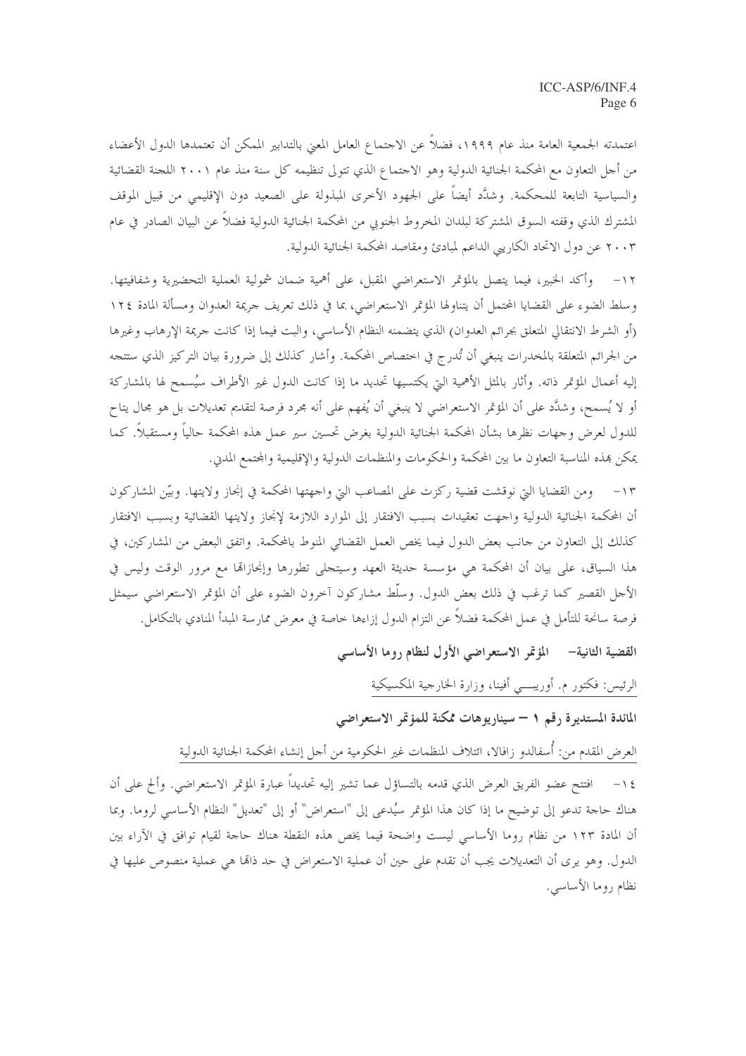اعتمدته الجمعية العامة منذ عام ١٩٩٩، فضلاً عن الاجتماع العامل المعني بالتدابير الممكن أن تعتمدها الدول الأعضاء من أجل التعاون مع المحكمة الجنائية الدولية وهو الاجتماع الذي تتولى تنظيمه كل سنة منذ عام ٢٠٠١ اللجنة القضائية والسياسية التابعة للمحكمة. وشدَّد أيضاً على الجهود الأخرى المبذولة على الصعيد دون الإقليمي من قبيل الموقف المشترك الذي وقفته السوق المشتركة لبلدان المخروط الجنوبي من المحكمة الجنائية الدولية فضلاً عن البيان الصادر في عام ٢٠٠٣ عن دول الاتحاد الكاريبي الداعم لمبادئ ومقاصد المحكمة الجنائية الدولية.

١٢- وأكد الخبير، فيما يتصل بالمؤتمر الاستعراضي المقبل، على أهمية ضمان شمولية العملية التحضيرية وشفافيتها. وسلط الضوء على القضايا المحتمل أن يتناولها المؤتمر الاستعراضي، بما في ذلك تعريف جريمة العدوان ومسألة المادة ١٢٤ (أو الشرط الانتقالي المتعلق بجرائم العدوان) الذي يتضمنه النظام الأساسي، والبت فيما إذا كانت جريمة الإرهاب وغيرها من الجرائم المتعلقة بالمخدرات ينبغي أن تُدرج في اختصاص المحكمة. وأشار كذلك إلى ضرورة بيان التركيز الذي ستتجه إليه أعمال المؤتمر ذاته. وأثار بالمثل الأهمية التي يكتسيها تحديد ما إذا كانت الدول غير الأطراف سيُسمح لها بالمشاركة أو لا يُسمح، وشدَّد على أن المؤتمر الاستعراضي لا ينبغي أن يُفهم على أنه مجرد فرصة لتقديم تعديلات بل هو مجال يتاح للدول لعرض وجهات نظرها بشأن المحكمة الجنائية الدولية بغرض تحسين سير عمل هذه المحكمة حالياً ومستقبلاً. كما يمكن بهذه المناسبة التعاون ما بين المحكمة والحكومات والمنظمات الدولية والإقليمية والمجتمع المدني.

١٣- ومن القضايا التي نوقشت قضية ركزت على المصاعب التي واجهتها المحكمة في إنجاز ولايتها. وبيّن المشاركون أن المحكمة الجنائية الدولية واجهت تعقيدات بسبب الافتقار إلى الموارد اللازمة لإنجاز ولايتها القضائية وبسبب الافتقار كذلك إلى التعاون من جانب بعض الدول فيما يخص العمل القضائي المنوط بالمحكمة. واتفق البعض من المشاركين، في هذا السياق، على بيان أن المحكمة هي مؤسسة حديثة العهد وسيتجلى تطورها وإنجازاتها مع مرور الوقت وليس في الأجل القصير كما ترغب في ذلك بعض الدول. وسلّط مشاركون آخرون الضوء على أن المؤتمر الاستعراضي سيمثل فرصة سانحة للتأمل في عمل المحكمة فضلاً عن التزام الدول إزاءها خاصة في معرض ممارسة المبدأ المنادي بالتكامل.

### القضية الثانية– المؤتمر الاستعراضي الأول لنظام روما الأساسي

الرئيس: فكتور م. أوريبـــي أفينا، وزارة الخارجية المكسيكية

### المائدة المستديرة رقم ١ – سيناريوهات ممكنة للمؤتمر الاستعراضي

العرض المقدم من: أُسفالدو زافالا، ائتلاف المنظمات غير الحكومية من أجل إنشاء المحكمة الجنائية الدولية

١٤- افتتح عضو الفريق العرض الذي قدمه بالتساؤل عما تشير إليه تحديداً عبارة المؤتمر الاستعراضي. وألح على أن هناك حاجة تدعو إلى توضيح ما إذا كان هذا المؤتمر سيُدعى إلى "استعراض" أو إلى "تعديل" النظام الأساسي لروما. وبما أن المادة ١٢٣ من نظام روما الأساسي ليست واضحة فيما يخص هذه النقطة هناك حاجة لقيام توافق في الآراء بين الدول. وهو يرى أن التعديلات يجب أن تقدم على حين أن عملية الاستعراض في حد ذاتها هي عملية منصوص عليها في نظام روما الأساسي.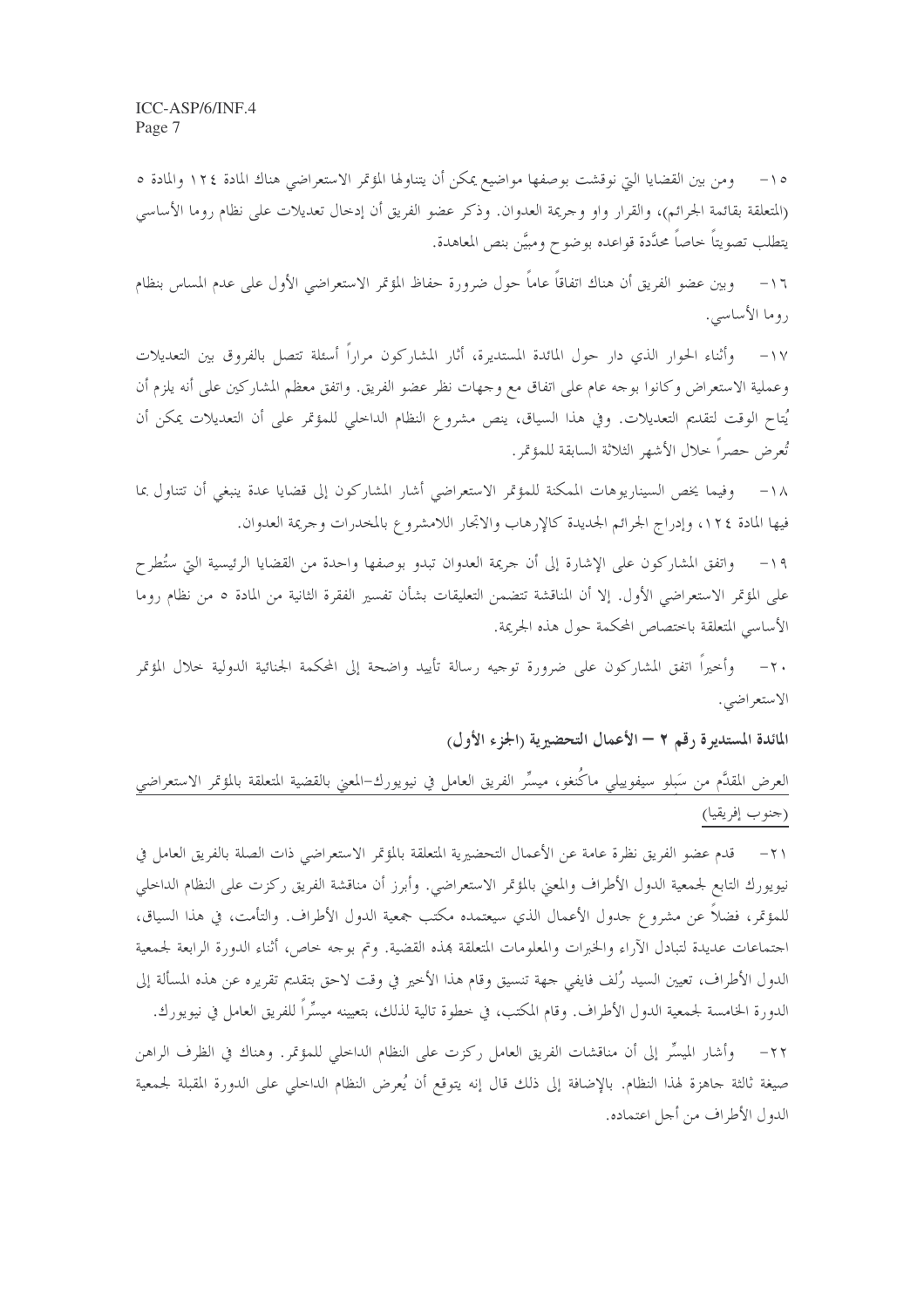١٥- ومن بين القضايا التي نوقشت بوصفها مواضيع يمكن أن يتناولها المؤتمر الاستعراضي هناك المادة ١٢٤ والمادة ٥ (المتعلقة بقائمة الجرائم)، والقرار واو وجريمة العدوان. وذكر عضو الفريق أن إدخال تعديلات على نظام روما الأساسي يتطلب تصويتاً خاصاً محدَّدة قواعده بوضوح ومبيَّن بنص المعاهدة.

١٦- وبين عضو الفريق أن هناك اتفاقاً عاماً حول ضرورة حفاظ المؤتمر الاستعراضي الأول على عدم المساس بنظام روما الأساسي.

١٧- وأثناء الحوار الذي دار حول المائدة المستديرة، أثار المشاركون مراراً أسئلة تتصل بالفروق بين التعديلات وعملية الاستعراض وكانوا بوجه عام على اتفاق مع وجهات نظر عضو الفريق. واتفق معظم المشاركين على أنه يلزم أن يُتاح الوقت لتقديم التعديلات. وفي هذا السياق، ينص مشروع النظام الداخلي للمؤتمر على أن التعديلات يمكن أن تُعرض حصراً خلال الأشهر الثلاثة السابقة للمؤتمر.

١٨- وفيما يخص السيناريوهات الممكنة للمؤتمر الاستعراضي أشار المشاركون إلى قضايا عدة ينبغي أن تتناول بما فيها المادة ١٢٤، وإدراج الجرائم الجديدة كالإرهاب والاتجار اللامشروع بالمخدرات وجريمة العدوان.

١٩- واتفق المشاركون على الإشارة إلى أن جريمة العدوان تبدو بوصفها واحدة من القضايا الرئيسية التي ستُطرح على المؤتمر الاستعراضي الأول. إلا أن المناقشة تتضمن التعليقات بشأن تفسير الفقرة الثانية من المادة ٥ من نظام روما الأساسي المتعلقة باختصاص المحكمة حول هذه الجريمة.

٢٠- وأخيراً اتفق المشاركون على ضرورة توجيه رسالة تأييد واضحة إلى المحكمة الجنائية الدولية خلال المؤتمر الاستعراضي.

**المائدة المستديرة رقم ٢ – الأعمال التحضيرية (الجزء الأول)**

العرض المقدَّم من سَبِلو سيفوييلي ماكُنغو، ميسِّر الفريق العامل في نيويورك–المعني بالقضية المتعلقة بالمؤتمر الاستعراضي (جنوب إفريقيا)

٢١- قدم عضو الفريق نظرة عامة عن الأعمال التحضيرية المتعلقة بالمؤتمر الاستعراضي ذات الصلة بالفريق العامل في نيويورك التابع لجمعية الدول الأطراف والمعني بالمؤتمر الاستعراضي. وأبرز أن مناقشة الفريق ركزت على النظام الداخلي للمؤتمر، فضلاً عن مشروع جدول الأعمال الذي سيعتمده مكتب جمعية الدول الأطراف. والتأمت، في هذا السياق، اجتماعات عديدة لتبادل الآراء والخبرات والمعلومات المتعلقة بهذه القضية. وتم بوجه خاص، أثناء الدورة الرابعة لجمعية الدول الأطراف، تعيين السيد رُلف فايفي جهة تنسيق وقام هذا الأخير في وقت لاحق بتقديم تقريره عن هذه المسألة إلى الدورة الخامسة لجمعية الدول الأطراف. وقام المكتب، في خطوة تالية لذلك، بتعيينه ميسِّراً للفريق العامل في نيويورك.

٢٢- وأشار الميسِّر إلى أن مناقشات الفريق العامل ركزت على النظام الداخلي للمؤتمر. وهناك في الظرف الراهن صيغة ثالثة جاهزة لهذا النظام. بالإضافة إلى ذلك قال إنه يتوقع أن يُعرض النظام الداخلي على الدورة المقبلة لجمعية الدول الأطراف من أجل اعتماده.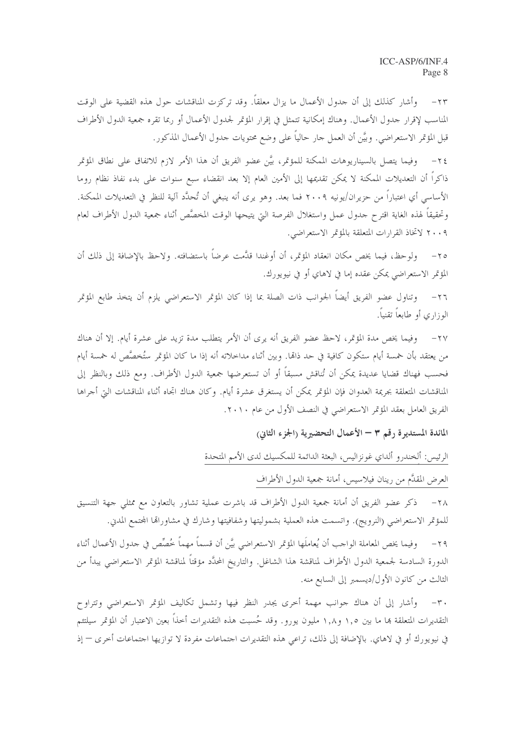٢٣- وأشار كذلك إلى أن جدول الأعمال ما يزال معلقاً. وقد تركزت المناقشات حول هذه القضية على الوقت المناسب لإقرار جدول الأعمال. وهناك إمكانية تتمثل في إقرار المؤتمر لجدول الأعمال أو ربما تقره جمعية الدول الأطراف قبل المؤتمر الاستعراضي. وبيَّن أن العمل جارٍ حالياً على وضع محتويات جدول الأعمال المذكور.

٢٤- وفيما يتصل بالسيناريوهات الممكنة للمؤتمر، بيَّن عضو الفريق أن هذا الأمر لازم للاتفاق على نطاق المؤتمر ذاكراً أن التعديلات الممكنة لا يمكن تقديمها إلى الأمين العام إلا بعد انقضاء سبع سنوات على بدء نفاذ نظام روما الأساسي أي اعتباراً من حزيران/يونيه ٢٠٠٩ فما بعد. وهو يرى أنه ينبغي أن تُحدَّد آلية للنظر في التعديلات الممكنة. وتحقيقاً لهذه الغاية اقترح جدول عمل واستغلال الفرصة التي يتيحها الوقت المخصَّص أثناء جمعية الدول الأطراف لعام ٢٠٠٩ لاتخاذ القرارات المتعلقة بالمؤتمر الاستعراضي.

٢٥- ولوحظ، فيما يخص مكان انعقاد المؤتمر، أن أوغندا قدَّمت عرضاً باستضافته. ولاحظ بالإضافة إلى ذلك أن المؤتمر الاستعراضي يمكن عقده إما في لاهاي أو في نيويورك.

٢٦- وتناول عضو الفريق أيضاً الجوانب ذات الصلة بما إذا كان المؤتمر الاستعراضي يلزم أن يتخذ طابع المؤتمر الوزاري أو طابعاً تقنياً.

٢٧- وفيما يخص مدة المؤتمر، لاحظ عضو الفريق أنه يرى أن الأمر يتطلب مدة تزيد على عشرة أيام. إلا أن هناك من يعتقد بأن خمسة أيام ستكون كافية في حد ذاتها. وبين أثناء مداخلاته أنه إذا ما كان المؤتمر ستُخصَّص له خمسة أيام فحسب فهناك قضايا عديدة يمكن أن تُناقش مسبقاً أو أن تستعرضها جمعية الدول الأطراف. ومع ذلك وبالنظر إلى المناقشات المتعلقة بجريمة العدوان فإن المؤتمر يمكن أن يستغرق عشرة أيام. وكان هناك اتجاه أثناء المناقشات التي أجراها الفريق العامل بعقد المؤتمر الاستعراضي في النصف الأول من عام ٢٠١٠.

### المائدة المستديرة رقم ٣ – الأعمال التحضيرية (الجزء الثاني)

الرئيس: ألخندرو ألداي غونزاليس، البعثة الدائمة للمكسيك لدى الأمم المتحدة

العرض المقدَّم من رينان فيلاسيس، أمانة جمعية الدول الأطراف

٢٨- ذكر عضو الفريق أن أمانة جمعية الدول الأطراف قد باشرت عملية تشاور بالتعاون مع ممثلي جهة التنسيق للمؤتمر الاستعراضي (النرويج). واتسمت هذه العملية بشموليتها وشفافيتها وشارك في مشاوراتها المجتمع المدني.

٢٩- وفيما يخص المعاملة الواجب أن يُعاملَها المؤتمر الاستعراضي بيَّن أن قسماً مهماً خُصِّص في جدول الأعمال أثناء الدورة السادسة لجمعية الدول الأطراف لمناقشة هذا الشاغل. والتاريخ المحدَّد مؤقتاً لمناقشة المؤتمر الاستعراضي يبدأ من الثالث من كانون الأول/ديسمبر إلى السابع منه.

٣٠- وأشار إلى أن هناك جوانب مهمة أخرى يجدر النظر فيها وتشمل تكاليف المؤتمر الاستعراضي وتتراوح التقديرات المتعلقة بها ما بين ١,٥ و١,٨ مليون يورو. وقد حُسبت هذه التقديرات أخذاً بعين الاعتبار أن المؤتمر سيلتئم في نيويورك أو في لاهاي. بالإضافة إلى ذلك، تراعي هذه التقديرات اجتماعات مفردة لا توازيها اجتماعات أخرى – إذ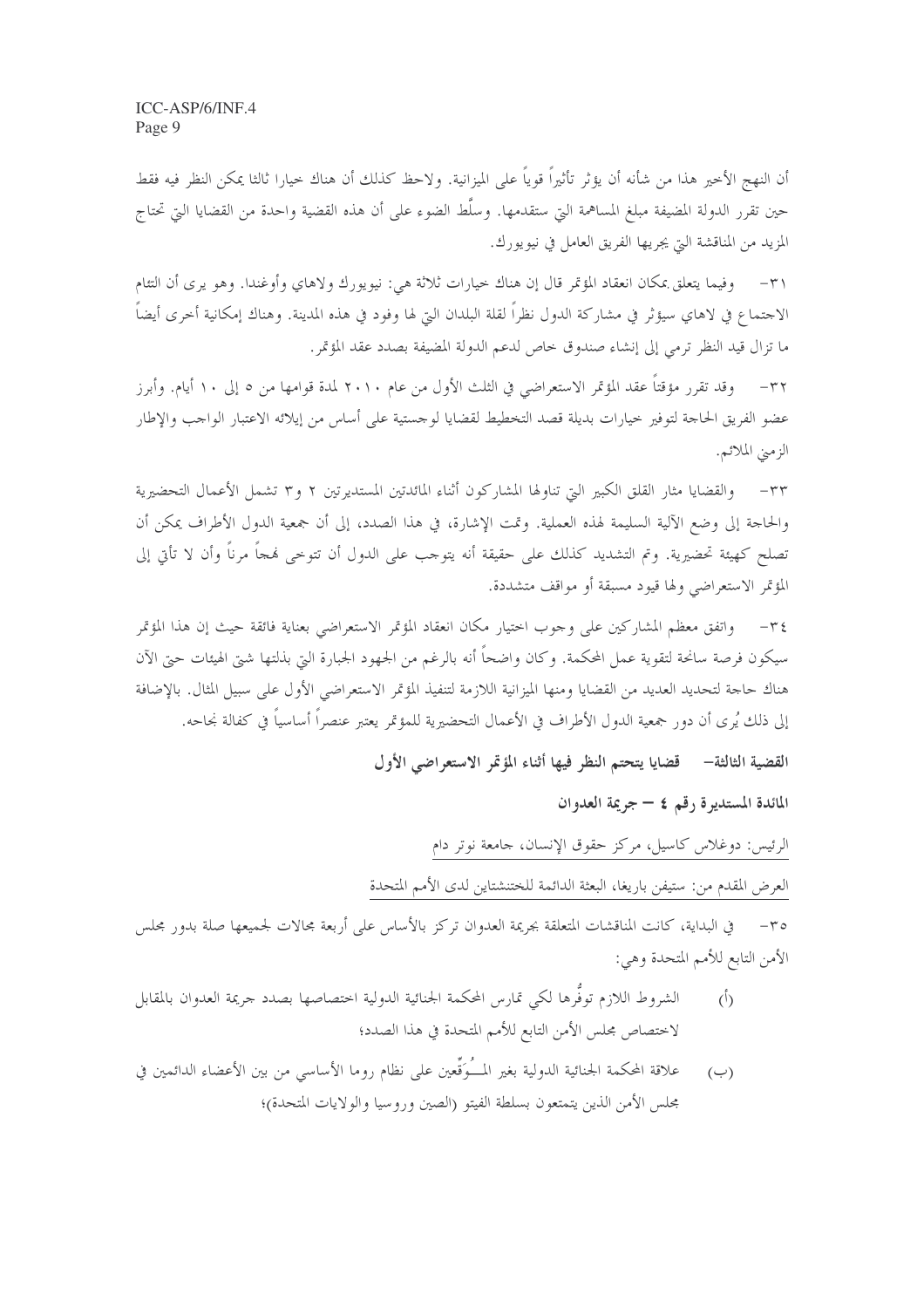أن النهج الأخير هذا من شأنه أن يؤثر تأثيراً قوياً على الميزانية. ولاحظ كذلك أن هناك خيارا ثالثا يمكن النظر فيه فقط حين تقرر الدولة المضيفة مبلغ المساهمة التي ستقدمها. وسلّط الضوء على أن هذه القضية واحدة من القضايا التي تحتاج المزيد من المناقشة التي يجريها الفريق العامل في نيويورك.

٣١- وفيما يتعلق بمكان انعقاد المؤتمر قال إن هناك خيارات ثلاثة هي: نيويورك ولاهاي وأوغندا. وهو يرى أن التئام الاجتماع في لاهاي سيؤثر في مشاركة الدول نظراً لقلة البلدان التي لها وفود في هذه المدينة. وهناك إمكانية أخرى أيضاً ما تزال قيد النظر ترمي إلى إنشاء صندوق خاص لدعم الدولة المضيفة بصدد عقد المؤتمر.

٣٢- وقد تقرر مؤقتاً عقد المؤتمر الاستعراضي في الثلث الأول من عام ٢٠١٠ لمدة قوامها من ٥ إلى ١٠ أيام. وأبرز عضو الفريق الحاجة لتوفير خيارات بديلة قصد التخطيط لقضايا لوجستية على أساس من إيلائه الاعتبار الواجب والإطار الزمني الملائم.

٣٣- والقضايا مثار القلق الكبير التي تناولها المشاركون أثناء المائدتين المستديرتين ٢ و٣ تشمل الأعمال التحضيرية والحاجة إلى وضع الآلية السليمة لهذه العملية. وتمت الإشارة، في هذا الصدد، إلى أن جمعية الدول الأطراف يمكن أن تصلح كهيئة تحضيرية. وتم التشديد كذلك على حقيقة أنه يتوجب على الدول أن تتوخى نهجاً مرناً وأن لا تأتي إلى المؤتمر الاستعراضي ولها قيود مسبقة أو مواقف متشددة.

٣٤- واتفق معظم المشاركين على وجوب اختيار مكان انعقاد المؤتمر الاستعراضي بعناية فائقة حيث إن هذا المؤتمر سيكون فرصة سانحة لتقوية عمل المحكمة. وكان واضحاً أنه بالرغم من الجهود الجبارة التي بذلتها شتى الهيئات حتى الآن هناك حاجة لتحديد العديد من القضايا ومنها الميزانية اللازمة لتنفيذ المؤتمر الاستعراضي الأول على سبيل المثال. بالإضافة إلى ذلك يُرى أن دور جمعية الدول الأطراف في الأعمال التحضيرية للمؤتمر يعتبر عنصراً أساسياً في كفالة نجاحه.

## القضية الثالثة– قضايا يتحتم النظر فيها أثناء المؤتمر الاستعراضي الأول

### المائدة المستديرة رقم ٤ – جريمة العدوان

الرئيس: دوغلاس كاسيل، مركز حقوق الإنسان، جامعة نوتر دام

العرض المقدم من: ستيفن باريغا، البعثة الدائمة للختنشتاين لدى الأمم المتحدة

٣٥- في البداية، كانت المناقشات المتعلقة بجريمة العدوان تركز بالأساس على أربعة مجالات لجميعها صلة بدور مجلس الأمن التابع للأمم المتحدة وهي:

(أ) الشروط اللازم توفُّرها لكي تمارس المحكمة الجنائية الدولية اختصاصها بصدد جريمة العدوان بالمقابل لاختصاص مجلس الأمن التابع للأمم المتحدة في هذا الصدد؛

(ب) علاقة المحكمة الجنائية الدولية بغير المـُـوَقِّعين على نظام روما الأساسي من بين الأعضاء الدائمين في مجلس الأمن الذين يتمتعون بسلطة الفيتو (الصين وروسيا والولايات المتحدة)؛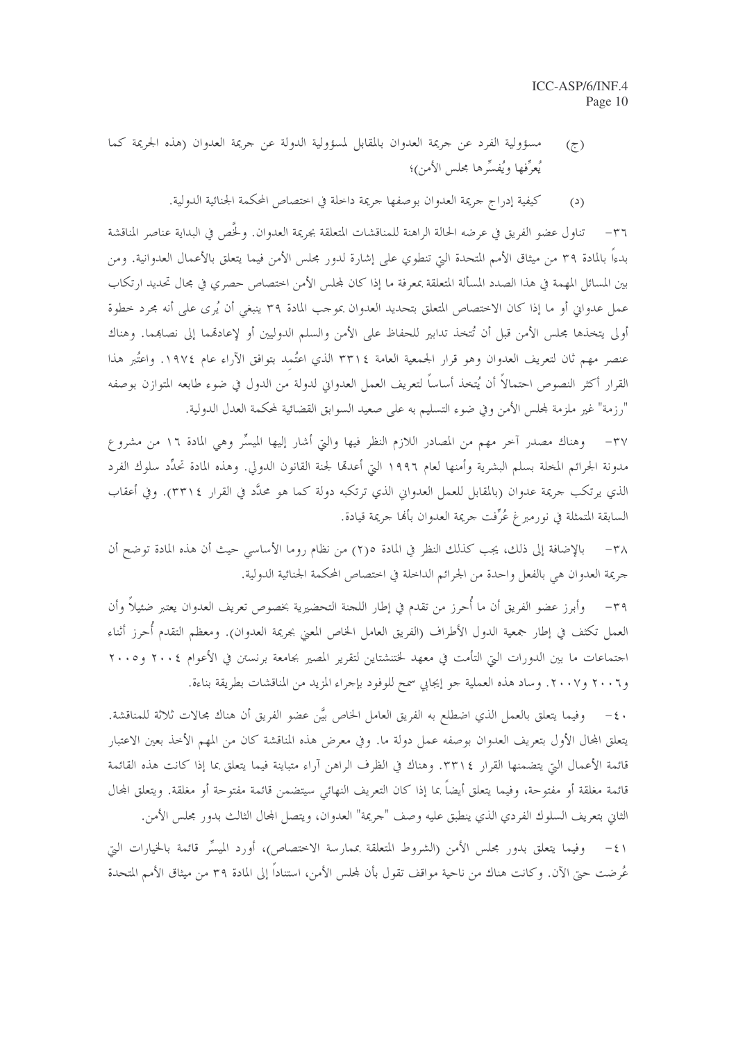(ج) مسؤولية الفرد عن جريمة العدوان بالمقابل لمسؤولية الدولة عن جريمة العدوان (هذه الجريمة كما يُعرِّفها ويُفسِّرها مجلس الأمن)؛

(د) كيفية إدراج جريمة العدوان بوصفها جريمة داخلة في اختصاص المحكمة الجنائية الدولية.

٣٦- تناول عضو الفريق في عرضه الحالة الراهنة للمناقشات المتعلقة بجريمة العدوان. ولخَّص في البداية عناصر المناقشة بدءاً بالمادة ٣٩ من ميثاق الأمم المتحدة التي تنطوي على إشارة لدور مجلس الأمن فيما يتعلق بالأعمال العدوانية. ومن بين المسائل المهمة في هذا الصدد المسألة المتعلقة بمعرفة ما إذا كان لمجلس الأمن اختصاص حصري في مجال تحديد ارتكاب عمل عدواني أو ما إذا كان الاختصاص المتعلق بتحديد العدوان بموجب المادة ٣٩ ينبغي أن يُرى على أنه مجرد خطوة أولى يتخذها مجلس الأمن قبل أن تُتخذ تدابير للحفاظ على الأمن والسلم الدوليين أو لإعادتهما إلى نصابهما. وهناك عنصر مهم ثان لتعريف العدوان وهو قرار الجمعية العامة ٣٣١٤ الذي اعتُمد بتوافق الآراء عام ١٩٧٤. واعتُبر هذا القرار أكثر النصوص احتمالاً أن يُتخذ أساساً لتعريف العمل العدواني لدولة من الدول في ضوء طابعه المتوازن بوصفه "رزمة" غير ملزمة لمجلس الأمن وفي ضوء التسليم به على صعيد السوابق القضائية لمحكمة العدل الدولية.

٣٧- وهناك مصدر آخر مهم من المصادر اللازم النظر فيها والتي أشار إليها الميسِّر وهي المادة ١٦ من مشروع مدونة الجرائم المخلة بسلم البشرية وأمنها لعام ١٩٩٦ التي أعدتها لجنة القانون الدولي. وهذه المادة تحدِّد سلوك الفرد الذي يرتكب جريمة عدوان (بالمقابل للعمل العدواني الذي ترتكبه دولة كما هو محدَّد في القرار ٣٣١٤). وفي أعقاب السابقة المتمثلة في نورمبرغ عُرِّفت جريمة العدوان بأنها جريمة قيادة.

٣٨- بالإضافة إلى ذلك، يجب كذلك النظر في المادة ٥(٢) من نظام روما الأساسي حيث أن هذه المادة توضح أن جريمة العدوان هي بالفعل واحدة من الجرائم الداخلة في اختصاص المحكمة الجنائية الدولية.

٣٩- وأبرز عضو الفريق أن ما أُحرز من تقدم في إطار اللجنة التحضيرية بخصوص تعريف العدوان يعتبر ضئيلاً وأن العمل تكثف في إطار جمعية الدول الأطراف (الفريق العامل الخاص المعني بجريمة العدوان). ومعظم التقدم أُحرز أثناء اجتماعات ما بين الدورات التي التأمت في معهد لختنشتاين لتقرير المصير بجامعة برنستن في الأعوام ٢٠٠٤ و٢٠٠٥ و٢٠٠٦ و٢٠٠٧. وساد هذه العملية جو إيجابي سمح للوفود بإجراء المزيد من المناقشات بطريقة بناءة.

٤٠- وفيما يتعلق بالعمل الذي اضطلع به الفريق العامل الخاص بيَّن عضو الفريق أن هناك مجالات ثلاثة للمناقشة. يتعلق المجال الأول بتعريف العدوان بوصفه عمل دولة ما. وفي معرض هذه المناقشة كان من المهم الأخذ بعين الاعتبار قائمة الأعمال التي يتضمنها القرار ٣٣١٤. وهناك في الظرف الراهن آراء متباينة فيما يتعلق بما إذا كانت هذه القائمة قائمة مغلقة أو مفتوحة، وفيما يتعلق أيضاً بما إذا كان التعريف النهائي سيتضمن قائمة مفتوحة أو مغلقة. ويتعلق المجال الثاني بتعريف السلوك الفردي الذي ينطبق عليه وصف "جريمة" العدوان، ويتصل المجال الثالث بدور مجلس الأمن.

٤١- وفيما يتعلق بدور مجلس الأمن (الشروط المتعلقة بممارسة الاختصاص)، أورد الميسِّر قائمة بالخيارات التي عُرضت حتى الآن. وكانت هناك من ناحية مواقف تقول بأن لمجلس الأمن، استناداً إلى المادة ٣٩ من ميثاق الأمم المتحدة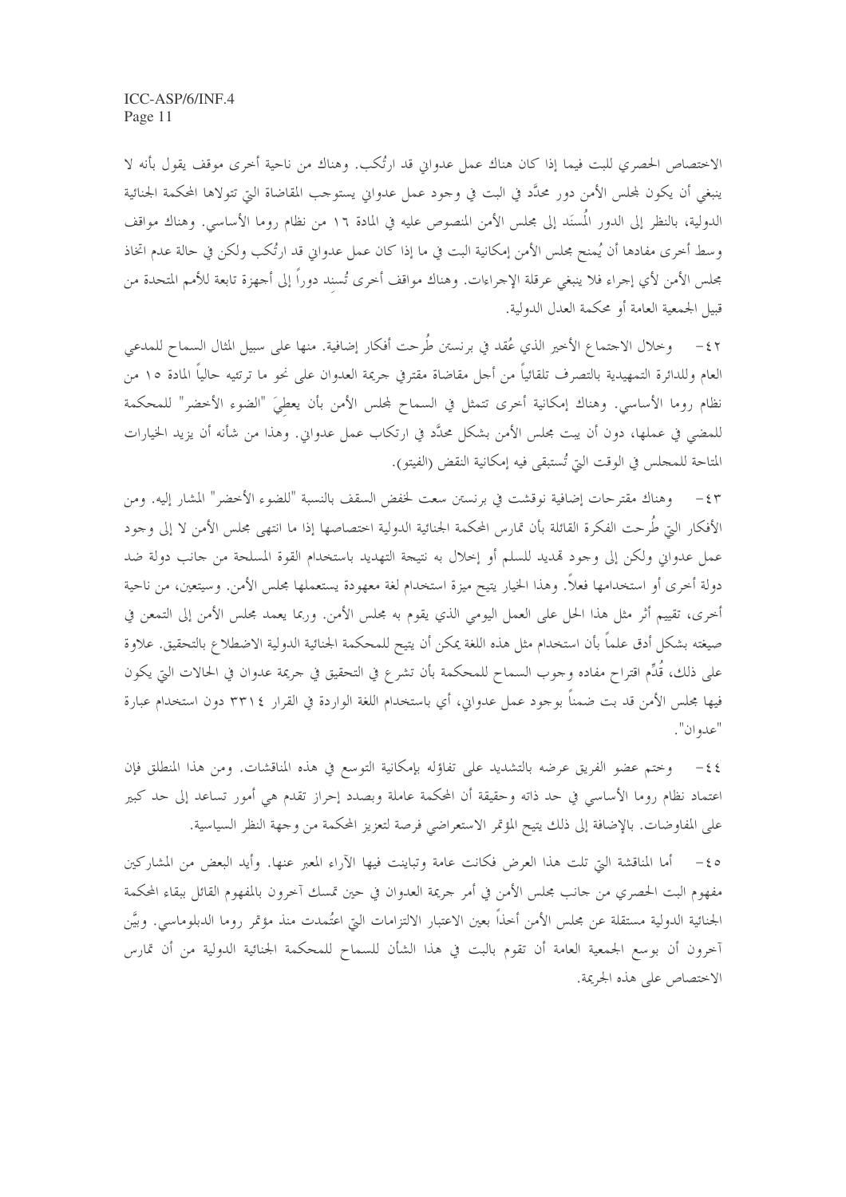الاختصاص الحصري للبت فيما إذا كان هناك عمل عدواني قد ارتُكب. وهناك من ناحية أخرى موقف يقول بأنه لا ينبغي أن يكون لمجلس الأمن دور محدَّد في البت في وجود عمل عدواني يستوجب المقاضاة التي تتولاها المحكمة الجنائية الدولية، بالنظر إلى الدور المُسنَد إلى مجلس الأمن المنصوص عليه في المادة ١٦ من نظام روما الأساسي. وهناك مواقف وسط أخرى مفادها أن يُمنح مجلس الأمن إمكانية البت في ما إذا كان عمل عدواني قد ارتُكب ولكن في حالة عدم اتخاذ مجلس الأمن لأي إجراء فلا ينبغي عرقلة الإجراءات. وهناك مواقف أخرى تُسنِد دوراً إلى أجهزة تابعة للأمم المتحدة من قبيل الجمعية العامة أو محكمة العدل الدولية.

٤٢- وخلال الاجتماع الأخير الذي عُقد في برنستن طُرحت أفكار إضافية. منها على سبيل المثال السماح للمدعي العام وللدائرة التمهيدية بالتصرف تلقائياً من أجل مقاضاة مقترفي جريمة العدوان على نحو ما ترتئيه حالياً المادة ١٥ من نظام روما الأساسي. وهناك إمكانية أخرى تتمثل في السماح لمجلس الأمن بأن يعطيَ "الضوء الأخضر" للمحكمة للمضي في عملها، دون أن يبت مجلس الأمن بشكل محدَّد في ارتكاب عمل عدواني. وهذا من شأنه أن يزيد الخيارات المتاحة للمجلس في الوقت التي تُستبقى فيه إمكانية النقض (الفيتو).

٤٣- وهناك مقترحات إضافية نوقشت في برنستن سعت لخفض السقف بالنسبة "للضوء الأخضر" المشار إليه. ومن الأفكار التي طُرحت الفكرة القائلة بأن تمارس المحكمة الجنائية الدولية اختصاصها إذا ما انتهى مجلس الأمن لا إلى وجود عمل عدواني ولكن إلى وجود تهديد للسلم أو إخلال به نتيجة التهديد باستخدام القوة المسلحة من جانب دولة ضد دولة أخرى أو استخدامها فعلاً. وهذا الخيار يتيح ميزة استخدام لغة معهودة يستعملها مجلس الأمن. وسيتعين، من ناحية أخرى، تقييم أثر مثل هذا الحل على العمل اليومي الذي يقوم به مجلس الأمن. وربما يعمد مجلس الأمن إلى التمعن في صيغته بشكل أدق علماً بأن استخدام مثل هذه اللغة يمكن أن يتيح للمحكمة الجنائية الدولية الاضطلاع بالتحقيق. علاوة على ذلك، قُدِّم اقتراح مفاده وجوب السماح للمحكمة بأن تشرع في التحقيق في جريمة عدوان في الحالات التي يكون فيها مجلس الأمن قد بت ضمناً بوجود عمل عدواني، أي باستخدام اللغة الواردة في القرار ٣٣١٤ دون استخدام عبارة "عدوان".

٤٤- وختم عضو الفريق عرضه بالتشديد على تفاؤله بإمكانية التوسع في هذه المناقشات. ومن هذا المنطلق فإن اعتماد نظام روما الأساسي في حد ذاته وحقيقة أن المحكمة عاملة وبصدد إحراز تقدم هي أمور تساعد إلى حد كبير على المفاوضات. بالإضافة إلى ذلك يتيح المؤتمر الاستعراضي فرصة لتعزيز المحكمة من وجهة النظر السياسية.

٤٥- أما المناقشة التي تلت هذا العرض فكانت عامة وتباينت فيها الآراء المعبر عنها. وأيد البعض من المشاركين مفهوم البت الحصري من جانب مجلس الأمن في أمر جريمة العدوان في حين تمسك آخرون بالمفهوم القائل ببقاء المحكمة الجنائية الدولية مستقلة عن مجلس الأمن أخذاً بعين الاعتبار الالتزامات التي اعتُمدت منذ مؤتمر روما الدبلوماسي. وبيَّن آخرون أن بوسع الجمعية العامة أن تقوم بالبت في هذا الشأن للسماح للمحكمة الجنائية الدولية من أن تمارس الاختصاص على هذه الجريمة.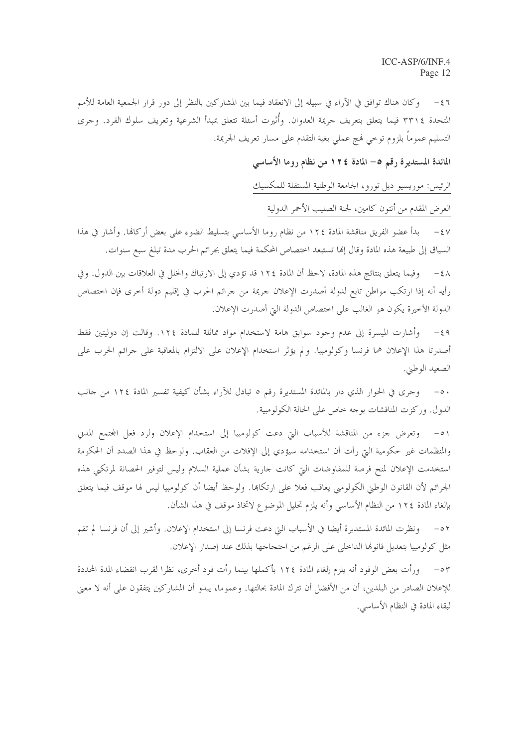٤٦- وكان هناك توافق في الآراء في سبيله إلى الانعقاد فيما بين المشاركين بالنظر إلى دور قرار الجمعية العامة للأمم المتحدة ٣٣١٤ فيما يتعلق بتعريف جريمة العدوان. وأُثيرت أسئلة تتعلق بمبدأ الشرعية وتعريف سلوك الفرد. وجرى التسليم عموماً بلزوم توخي نهج عملي بغية التقدم على مسار تعريف الجريمة.

## المائدة المستديرة رقم ٥- المادة ١٢٤ من نظام روما الأساسي

الرئيس: موريسيو ديل تورو، الجامعة الوطنية المستقلة للمكسيك

العرض المقدم من أنتون كامين، لجنة الصليب الأحمر الدولية

٤٧- بدأ عضو الفريق مناقشة المادة ١٢٤ من نظام روما الأساسي بتسليط الضوء على بعض أركانها. وأشار في هذا السياق إلى طبيعة هذه المادة وقال إنها تستبعد اختصاص المحكمة فيما يتعلق بجرائم الحرب مدة تبلغ سبع سنوات.

٤٨- وفيما يتعلق بنتائج هذه المادة، لاحظ أن المادة ١٢٤ قد تؤدي إلى الارتباك والخلل في العلاقات بين الدول. وفي رأيه أنه إذا ارتكب مواطن تابع لدولة أصدرت الإعلان جريمة من جرائم الحرب في إقليم دولة أخرى فإن اختصاص الدولة الأخيرة يكون هو الغالب على اختصاص الدولة التي أصدرت الإعلان.

٤٩- وأشارت الميسرة إلى عدم وجود سوابق هامة لاستخدام مواد مماثلة للمادة ١٢٤. وقالت إن دولتين فقط أصدرتا هذا الإعلان هما فرنسا وكولومبيا. ولم يؤثر استخدام الإعلان على الالتزام بالمعاقبة على جرائم الحرب على الصعيد الوطني.

٥٠- وجرى في الحوار الذي دار بالمائدة المستديرة رقم ٥ تبادل للآراء بشأن كيفية تفسير المادة ١٢٤ من جانب الدول. وركزت المناقشات بوجه خاص على الحالة الكولومبية.

٥١- وتعرض جزء من المناقشة للأسباب التي دعت كولومبيا إلى استخدام الإعلان ولرد فعل المجتمع المدني والمنظمات غير حكومية التي رأت أن استخدامه سيؤدي إلى الإفلات من العقاب. ولوحظ في هذا الصدد أن الحكومة استخدمت الإعلان لمنح فرصة للمفاوضات التي كانت جارية بشأن عملية السلام وليس لتوفير الحصانة لمرتكبي هذه الجرائم لأن القانون الوطني الكولومبي يعاقب فعلا على ارتكابها. ولوحظ أيضا أن كولومبيا ليس لها موقف فيما يتعلق بإلغاء المادة ١٢٤ من النظام الأساسي وأنه يلزم تحليل الموضوع لاتخاذ موقف في هذا الشأن.

٥٢- ونظرت المائدة المستديرة أيضا في الأسباب التي دعت فرنسا إلى استخدام الإعلان. وأشير إلى أن فرنسا لم تقم مثل كولومبيا بتعديل قانونها الداخلي على الرغم من احتجاجها بذلك عند إصدار الإعلان.

٥٣- ورأت بعض الوفود أنه يلزم إلغاء المادة ١٢٤ بأكملها بينما رأت فود أخرى، نظرا لقرب انقضاء المدة المحددة للإعلان الصادر من البلدين، أن من الأفضل أن تترك المادة بحالتها. وعموما، يبدو أن المشاركين يتفقون على أنه لا معنى لبقاء المادة في النظام الأساسي.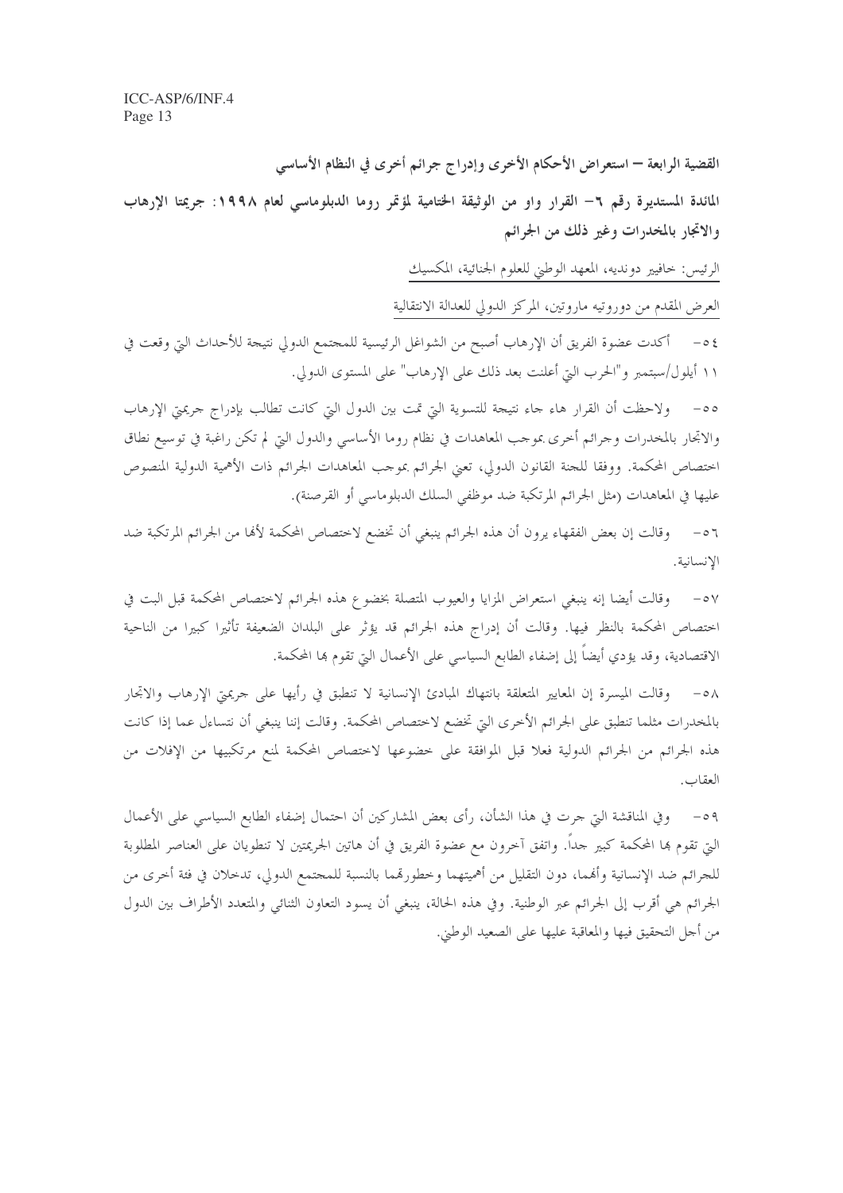## القضية الرابعة – استعراض الأحكام الأخرى وإدراج جرائم أخرى في النظام الأساسي

### المائدة المستديرة رقم ٦– القرار واو من الوثيقة الختامية لمؤتمر روما الدبلوماسي لعام ١٩٩٨: جريمتا الإرهاب والاتجار بالمخدرات وغير ذلك من الجرائم

الرئيس: خافيير دونديه، المعهد الوطني للعلوم الجنائية، المكسيك

العرض المقدم من دوروتيه ماروتين، المركز الدولي للعدالة الانتقالية

٥٤– أكدت عضوة الفريق أن الإرهاب أصبح من الشواغل الرئيسية للمجتمع الدولي نتيجة للأحداث التي وقعت في ١١ أيلول/سبتمبر و"الحرب التي أعلنت بعد ذلك على الإرهاب" على المستوى الدولي.

٥٥– ولاحظت أن القرار هاء جاء نتيجة للتسوية التي تمت بين الدول التي كانت تطالب بإدراج جريمتي الإرهاب والاتجار بالمخدرات وجرائم أخرى بموجب المعاهدات في نظام روما الأساسي والدول التي لم تكن راغبة في توسيع نطاق اختصاص المحكمة. ووفقا للجنة القانون الدولي، تعني الجرائم بموجب المعاهدات الجرائم ذات الأهمية الدولية المنصوص عليها في المعاهدات (مثل الجرائم المرتكبة ضد موظفي السلك الدبلوماسي أو القرصنة).

٥٦– وقالت إن بعض الفقهاء يرون أن هذه الجرائم ينبغي أن تخضع لاختصاص المحكمة لأنها من الجرائم المرتكبة ضد الإنسانية.

٥٧– وقالت أيضا إنه ينبغي استعراض المزايا والعيوب المتصلة بخضوع هذه الجرائم لاختصاص المحكمة قبل البت في اختصاص المحكمة بالنظر فيها. وقالت أن إدراج هذه الجرائم قد يؤثر على البلدان الضعيفة تأثيرا كبيرا من الناحية الاقتصادية، وقد يؤدي أيضاً إلى إضفاء الطابع السياسي على الأعمال التي تقوم بها المحكمة.

٥٨– وقالت الميسرة إن المعايير المتعلقة بانتهاك المبادئ الإنسانية لا تنطبق في رأيها على جريمتي الإرهاب والاتجار بالمخدرات مثلما تنطبق على الجرائم الأخرى التي تخضع لاختصاص المحكمة. وقالت إننا ينبغي أن نتساءل عما إذا كانت هذه الجرائم من الجرائم الدولية فعلا قبل الموافقة على خضوعها لاختصاص المحكمة لمنع مرتكبيها من الإفلات من العقاب.

٥٩– وفي المناقشة التي جرت في هذا الشأن، رأى بعض المشاركين أن احتمال إضفاء الطابع السياسي على الأعمال التي تقوم بها المحكمة كبير جداً. واتفق آخرون مع عضوة الفريق في أن هاتين الجريمتين لا تنطويان على العناصر المطلوبة للجرائم ضد الإنسانية وأنهما، دون التقليل من أهميتهما وخطورتهما بالنسبة للمجتمع الدولي، تدخلان في فئة أخرى من الجرائم هي أقرب إلى الجرائم عبر الوطنية. وفي هذه الحالة، ينبغي أن يسود التعاون الثنائي والمتعدد الأطراف بين الدول من أجل التحقيق فيها والمعاقبة عليها على الصعيد الوطني.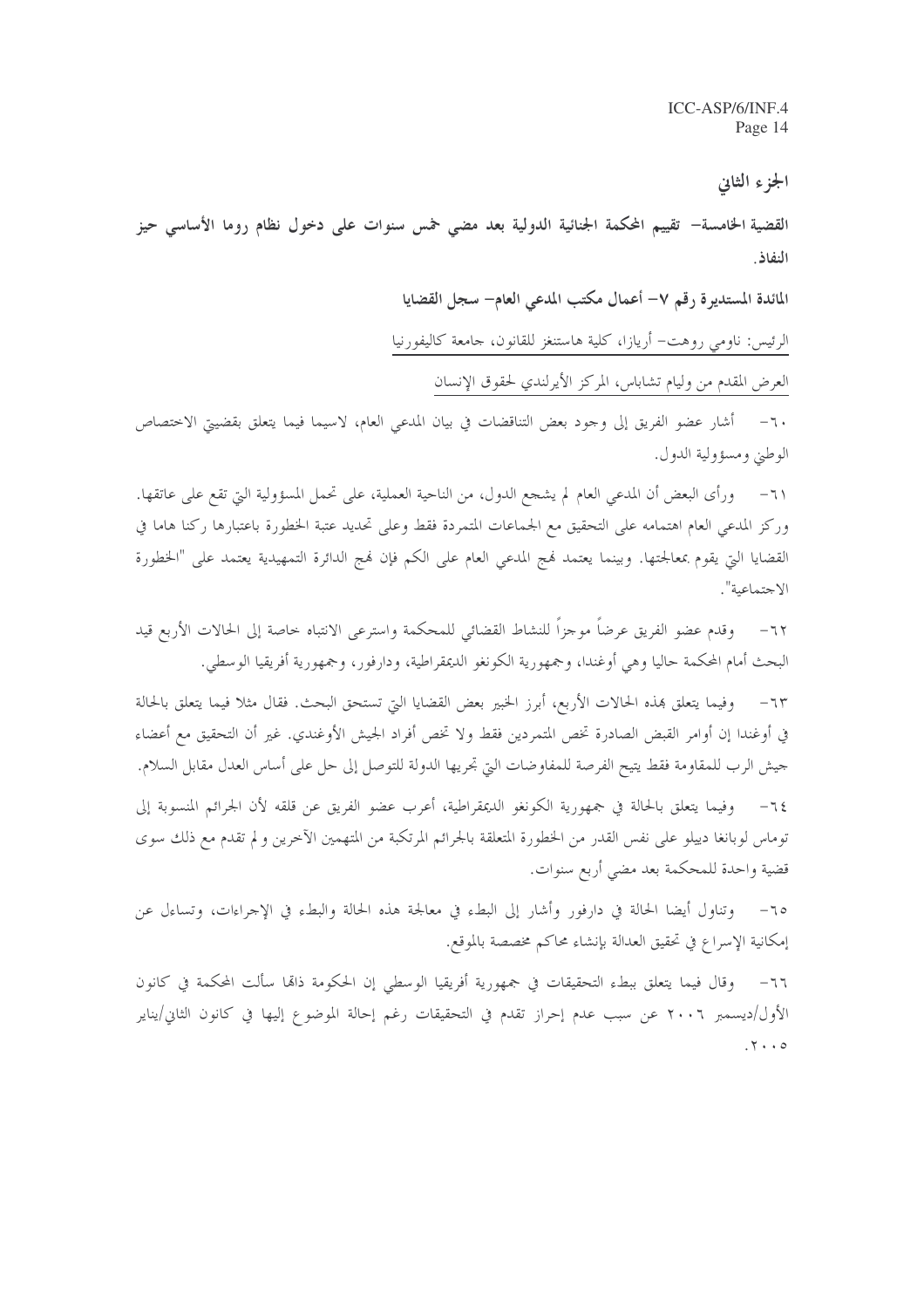## الجزء الثاني

### القضية الخامسة– تقييم المحكمة الجنائية الدولية بعد مضي خمس سنوات على دخول نظام روما الأساسي حيز النفاذ.

#### المائدة المستديرة رقم ٧– أعمال مكتب المدعي العام– سجل القضايا

الرئيس: ناومي روهت– أريازا، كلية هاستنغز للقانون، جامعة كاليفورنيا

العرض المقدم من وليام تشاباس، المركز الأيرلندي لحقوق الإنسان

٦٠– أشار عضو الفريق إلى وجود بعض التناقضات في بيان المدعي العام، لاسيما فيما يتعلق بقضيتي الاختصاص الوطني ومسؤولية الدول.

٦١– ورأى البعض أن المدعي العام لم يشجع الدول، من الناحية العملية، على تحمل المسؤولية التي تقع على عاتقها. وركز المدعي العام اهتمامه على التحقيق مع الجماعات المتمردة فقط وعلى تحديد عتبة الخطورة باعتبارها ركنا هاما في القضايا التي يقوم بمعالجتها. وبينما يعتمد نهج المدعي العام على الكم فإن نهج الدائرة التمهيدية يعتمد على "الخطورة الاجتماعية".

٦٢– وقدم عضو الفريق عرضاً موجزاً للنشاط القضائي للمحكمة واسترعى الانتباه خاصة إلى الحالات الأربع قيد البحث أمام المحكمة حاليا وهي أوغندا، وجمهورية الكونغو الديمقراطية، ودارفور، وجمهورية أفريقيا الوسطى.

٦٣– وفيما يتعلق بهذه الحالات الأربع، أبرز الخبير بعض القضايا التي تستحق البحث. فقال مثلا فيما يتعلق بالحالة في أوغندا إن أوامر القبض الصادرة تخص المتمردين فقط ولا تخص أفراد الجيش الأوغندي. غير أن التحقيق مع أعضاء جيش الرب للمقاومة فقط يتيح الفرصة للمفاوضات التي تجريها الدولة للتوصل إلى حل على أساس العدل مقابل السلام.

٦٤– وفيما يتعلق بالحالة في جمهورية الكونغو الديمقراطية، أعرب عضو الفريق عن قلقه لأن الجرائم المنسوبة إلى توماس لوبانغا دييلو على نفس القدر من الخطورة المتعلقة بالجرائم المرتكبة من المتهمين الآخرين ولم تقدم مع ذلك سوى قضية واحدة للمحكمة بعد مضي أربع سنوات.

٦٥– وتناول أيضا الحالة في دارفور وأشار إلى البطء في معالجة هذه الحالة والبطء في الإجراءات، وتساءل عن إمكانية الإسراع في تحقيق العدالة بإنشاء محاكم مخصصة بالموقع.

٦٦– وقال فيما يتعلق ببطء التحقيقات في جمهورية أفريقيا الوسطى إن الحكومة ذاتها سألت المحكمة في كانون الأول/ديسمبر ٢٠٠٦ عن سبب عدم إحراز تقدم في التحقيقات رغم إحالة الموضوع إليها في كانون الثاني/يناير ٢٠٠٥.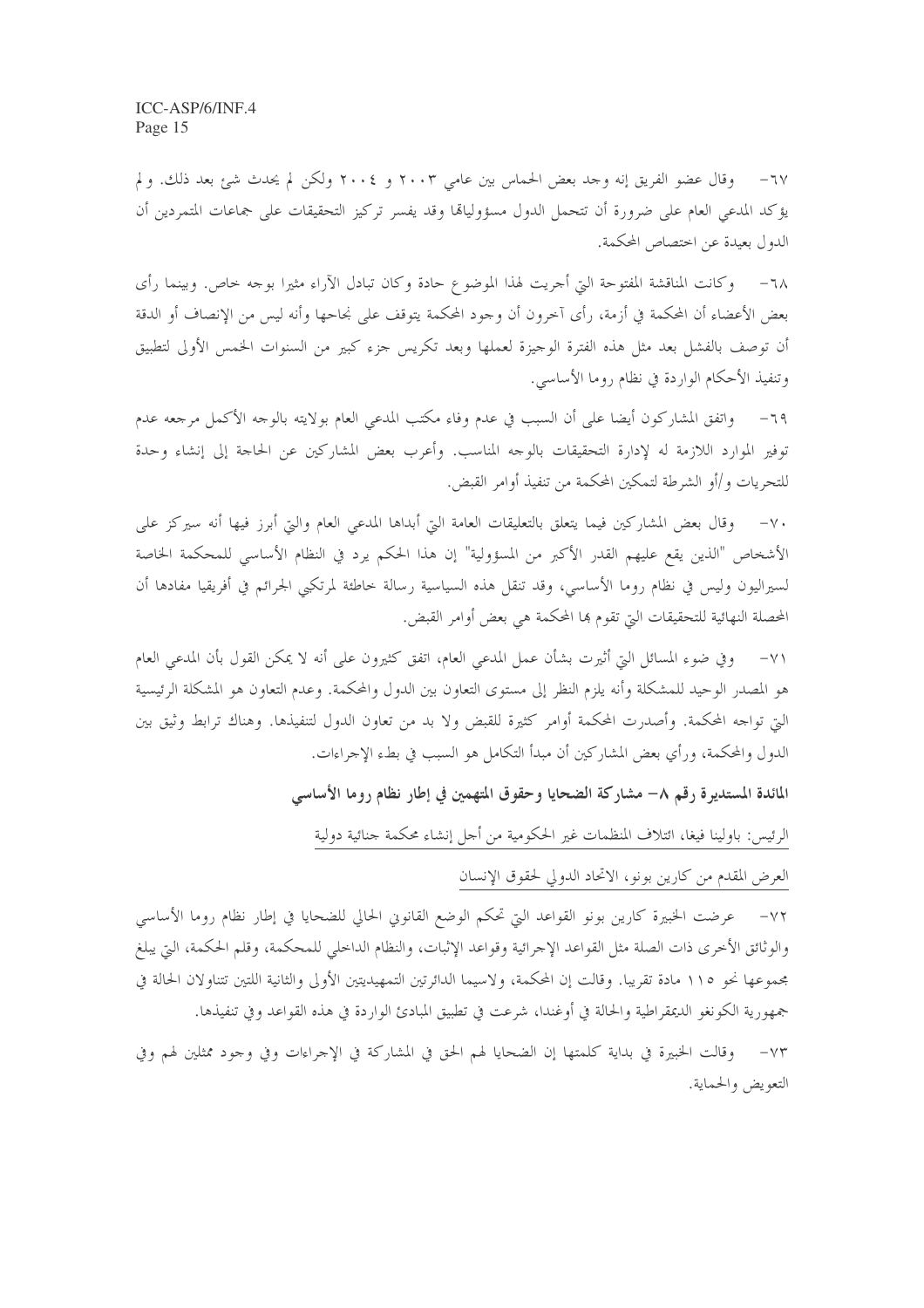٦٧- وقال عضو الفريق إنه وجد بعض الحماس بين عامي ٢٠٠٣ و ٢٠٠٤ ولكن لم يحدث شئ بعد ذلك. و لم يؤكد المدعي العام على ضرورة أن تتحمل الدول مسؤولياتها وقد يفسر تركيز التحقيقات على جماعات المتمردين أن الدول بعيدة عن اختصاص المحكمة.

٦٨- وكانت المناقشة المفتوحة التي أجريت لهذا الموضوع حادة وكان تبادل الآراء مثيرا بوجه خاص. وبينما رأى بعض الأعضاء أن المحكمة في أزمة، رأى آخرون أن وجود المحكمة يتوقف على نجاحها وأنه ليس من الإنصاف أو الدقة أن توصف بالفشل بعد مثل هذه الفترة الوجيزة لعملها وبعد تكريس جزء كبير من السنوات الخمس الأولى لتطبيق وتنفيذ الأحكام الواردة في نظام روما الأساسي.

٦٩- واتفق المشاركون أيضا على أن السبب في عدم وفاء مكتب المدعي العام بولايته بالوجه الأكمل مرجعه عدم توفير الموارد اللازمة له لإدارة التحقيقات بالوجه المناسب. وأعرب بعض المشاركين عن الحاجة إلى إنشاء وحدة للتحريات و/أو الشرطة لتمكين المحكمة من تنفيذ أوامر القبض.

٧٠- وقال بعض المشاركين فيما يتعلق بالتعليقات العامة التي أبداها المدعي العام والتي أبرز فيها أنه سيركز على الأشخاص "الذين يقع عليهم القدر الأكبر من المسؤولية" إن هذا الحكم يرد في النظام الأساسي للمحكمة الخاصة لسيراليون وليس في نظام روما الأساسي، وقد تنقل هذه السياسية رسالة خاطئة لمرتكبي الجرائم في أفريقيا مفادها أن المحصلة النهائية للتحقيقات التي تقوم بها المحكمة هي بعض أوامر القبض.

٧١- وفي ضوء المسائل التي أثيرت بشأن عمل المدعي العام، اتفق كثيرون على أنه لا يمكن القول بأن المدعي العام هو المصدر الوحيد للمشكلة وأنه يلزم النظر إلى مستوى التعاون بين الدول والمحكمة. وعدم التعاون هو المشكلة الرئيسية التي تواجه المحكمة. وأصدرت المحكمة أوامر كثيرة للقبض ولا بد من تعاون الدول لتنفيذها. وهناك ترابط وثيق بين الدول والمحكمة، ورأي بعض المشاركين أن مبدأ التكامل هو السبب في بطء الإجراءات.

**المائدة المستديرة رقم ٨- مشاركة الضحايا وحقوق المتهمين في إطار نظام روما الأساسي**

الرئيس: باولينا فيغا، ائتلاف المنظمات غير الحكومية من أجل إنشاء محكمة جنائية دولية

العرض المقدم من كارين بونو، الاتحاد الدولي لحقوق الإنسان

٧٢- عرضت الخبيرة كارين بونو القواعد التي تحكم الوضع القانوني الحالي للضحايا في إطار نظام روما الأساسي والوثائق الأخرى ذات الصلة مثل القواعد الإجرائية وقواعد الإثبات، والنظام الداخلي للمحكمة، وقلم المحكمة، التي يبلغ مجموعها نحو ١١٥ مادة تقريبا. وقالت إن المحكمة، ولاسيما الدائرتين التمهيديتين الأولى والثانية اللتين تتناولان الحالة في جمهورية الكونغو الديمقراطية والحالة في أوغندا، شرعت في تطبيق المبادئ الواردة في هذه القواعد وفي تنفيذها.

٧٣- وقالت الخبيرة في بداية كلمتها إن الضحايا لهم الحق في المشاركة في الإجراءات وفي وجود ممثلين لهم وفي التعويض والحماية.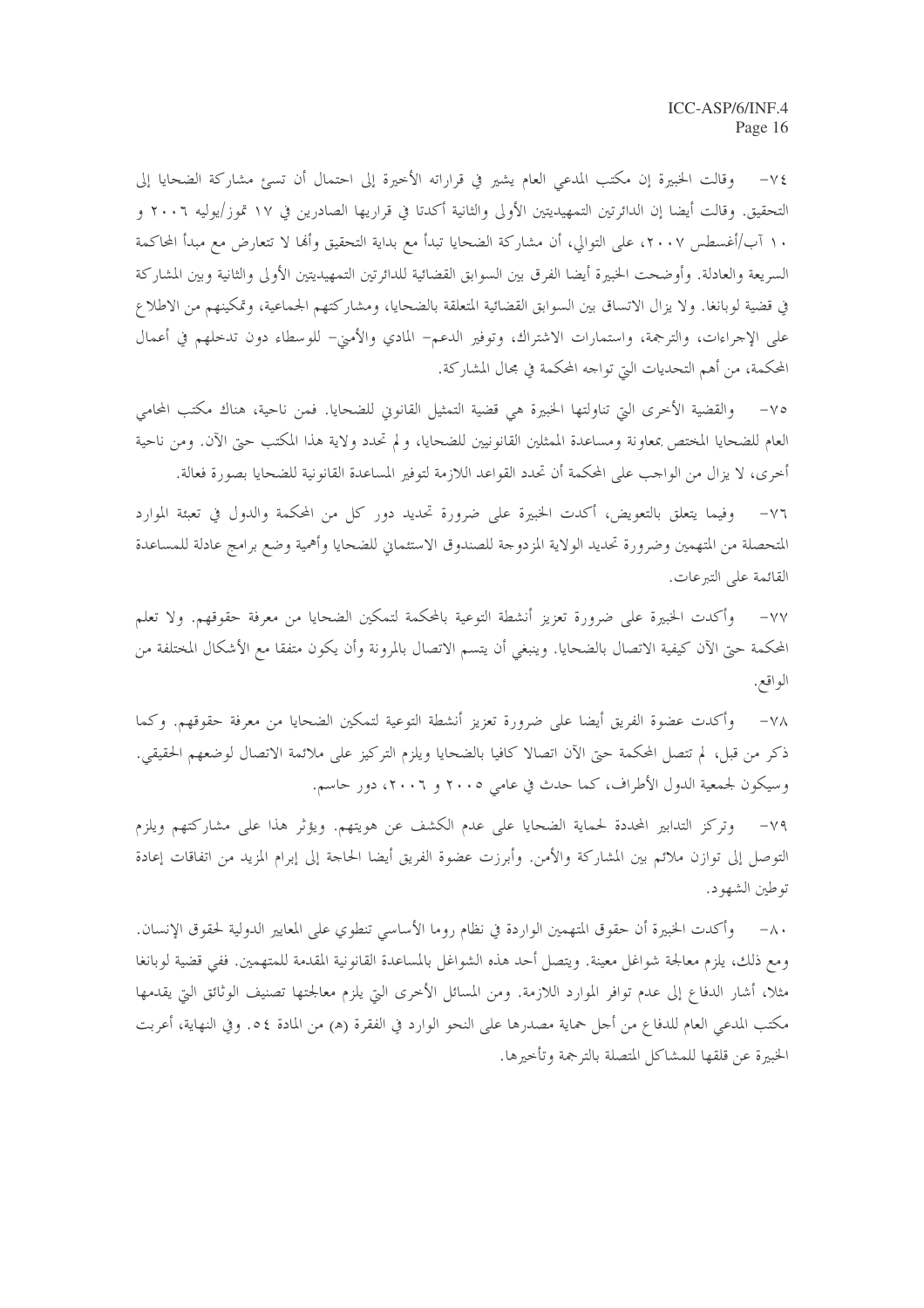٧٤- وقالت الخبيرة إن مكتب المدعي العام يشير في قراراته الأخيرة إلى احتمال أن تسيء مشاركة الضحايا إلى التحقيق. وقالت أيضا إن الدائرتين التمهيديتين الأولى والثانية أكدتا في قراريها الصادرين في ١٧ تموز/يوليه ٢٠٠٦ و ١٠ آب/أغسطس ٢٠٠٧، على التوالي، أن مشاركة الضحايا تبدأ مع بداية التحقيق وأنها لا تتعارض مع مبدأ المحاكمة السريعة والعادلة. وأوضحت الخبيرة أيضا الفرق بين السوابق القضائية للدائرتين التمهيديتين الأولى والثانية وبين المشاركة في قضية لوبانغا. ولا يزال الاتساق بين السوابق القضائية المتعلقة بالضحايا، ومشاركتهم الجماعية، وتمكينهم من الاطلاع على الإجراءات، والترجمة، واستمارات الاشتراك، وتوفير الدعم- المادي والأمني- للوسطاء دون تدخلهم في أعمال المحكمة، من أهم التحديات التي تواجه المحكمة في مجال المشاركة.

٧٥- والقضية الأخرى التي تناولتها الخبيرة هي قضية التمثيل القانوني للضحايا. فمن ناحية، هناك مكتب المحامي العام للضحايا المختص بمعاونة ومساعدة الممثلين القانونيين للضحايا، ولم تحدد ولاية هذا المكتب حتى الآن. ومن ناحية أخرى، لا يزال من الواجب على المحكمة أن تحدد القواعد اللازمة لتوفير المساعدة القانونية للضحايا بصورة فعالة.

٧٦- وفيما يتعلق بالتعويض، أكدت الخبيرة على ضرورة تحديد دور كل من المحكمة والدول في تعبئة الموارد المتحصلة من المتهمين وضرورة تحديد الولاية المزدوجة للصندوق الاستئماني للضحايا وأهمية وضع برامج عادلة للمساعدة القائمة على التبرعات.

٧٧- وأكدت الخبيرة على ضرورة تعزيز أنشطة التوعية بالمحكمة لتمكين الضحايا من معرفة حقوقهم. ولا تعلم المحكمة حتى الآن كيفية الاتصال بالضحايا. وينبغي أن يتسم الاتصال بالمرونة وأن يكون متفقا مع الأشكال المختلفة من الواقع.

٧٨- وأكدت عضوة الفريق أيضا على ضرورة تعزيز أنشطة التوعية لتمكين الضحايا من معرفة حقوقهم. وكما ذكر من قبل، لم تتصل المحكمة حتى الآن اتصالا كافيا بالضحايا ويلزم التركيز على ملائمة الاتصال لوضعهم الحقيقي. وسيكون لجمعية الدول الأطراف، كما حدث في عامي ٢٠٠٥ و ٢٠٠٦، دور حاسم.

٧٩- وتركز التدابير المحددة لحماية الضحايا على عدم الكشف عن هويتهم. ويؤثر هذا على مشاركتهم ويلزم التوصل إلى توازن ملائم بين المشاركة والأمن. وأبرزت عضوة الفريق أيضا الحاجة إلى إبرام المزيد من اتفاقات إعادة توطين الشهود.

٨٠- وأكدت الخبيرة أن حقوق المتهمين الواردة في نظام روما الأساسي تنطوي على المعايير الدولية لحقوق الإنسان. ومع ذلك، يلزم معالجة شواغل معينة. ويتصل أحد هذه الشواغل بالمساعدة القانونية المقدمة للمتهمين. ففي قضية لوبانغا مثلا، أشار الدفاع إلى عدم توافر الموارد اللازمة. ومن المسائل الأخرى التي يلزم معالجتها تصنيف الوثائق التي يقدمها مكتب المدعي العام للدفاع من أجل حماية مصدرها على النحو الوارد في الفقرة (هـ) من المادة ٥٤. وفي النهاية، أعربت الخبيرة عن قلقها للمشاكل المتصلة بالترجمة وتأخيرها.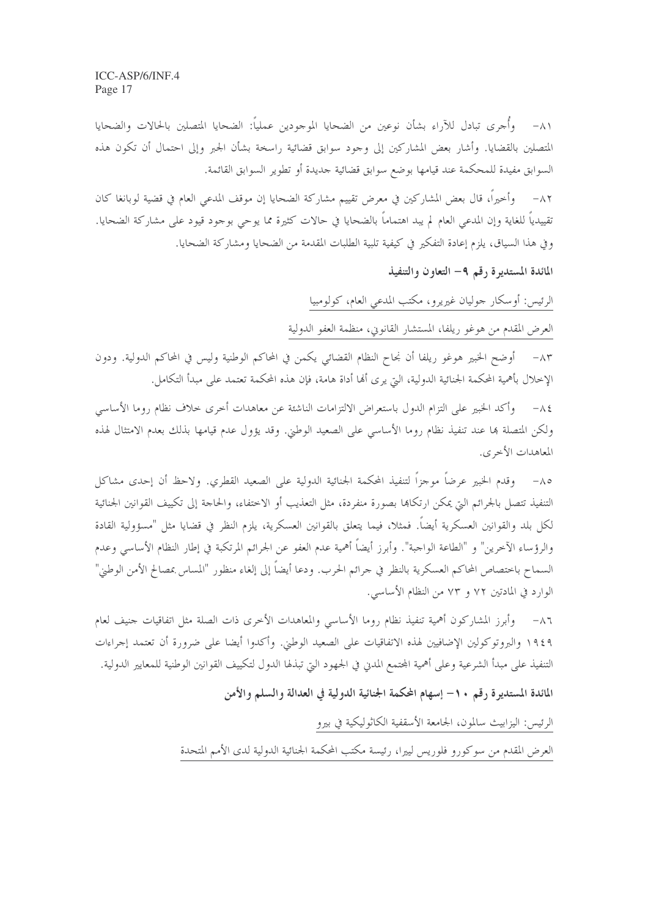٨١- وأُجرى تبادل للآراء بشأن نوعين من الضحايا الموجودين عملياً: الضحايا المتصلين بالحالات والضحايا المتصلين بالقضايا. وأشار بعض المشاركين إلى وجود سوابق قضائية راسخة بشأن الجبر وإلى احتمال أن تكون هذه السوابق مفيدة للمحكمة عند قيامها بوضع سوابق قضائية جديدة أو تطوير السوابق القائمة.

٨٢- وأخيراً، قال بعض المشاركين في معرض تقييم مشاركة الضحايا إن موقف المدعي العام في قضية لوبانغا كان تقييدياً للغاية وإن المدعي العام لم يبد اهتماماً بالضحايا في حالات كثيرة مما يوحي بوجود قيود على مشاركة الضحايا. وفي هذا السياق، يلزم إعادة التفكير في كيفية تلبية الطلبات المقدمة من الضحايا ومشاركة الضحايا.

**المائدة المستديرة رقم ٩- التعاون والتنفيذ**

الرئيس: أوسكار جوليان غيريرو، مكتب المدعي العام، كولومبيا

العرض المقدم من هوغو ريلفا، المستشار القانوني، منظمة العفو الدولية

٨٣- أوضح الخبير هوغو ريلفا أن نجاح النظام القضائي يكمن في المحاكم الوطنية وليس في المحاكم الدولية. ودون الإخلال بأهمية المحكمة الجنائية الدولية، التي يرى أنها أداة هامة، فإن هذه المحكمة تعتمد على مبدأ التكامل.

٨٤- وأكد الخبير على التزام الدول باستعراض الالتزامات الناشئة عن معاهدات أخرى خلاف نظام روما الأساسي ولكن المتصلة بها عند تنفيذ نظام روما الأساسي على الصعيد الوطني. وقد يؤول عدم قيامها بذلك بعدم الامتثال لهذه المعاهدات الأخرى.

٨٥- وقدم الخبير عرضاً موجزاً لتنفيذ المحكمة الجنائية الدولية على الصعيد القطري. ولاحظ أن إحدى مشاكل التنفيذ تتصل بالجرائم التي يمكن ارتكابها بصورة منفردة، مثل التعذيب أو الاختفاء، والحاجة إلى تكييف القوانين الجنائية لكل بلد والقوانين العسكرية أيضاً. فمثلا، فيما يتعلق بالقوانين العسكرية، يلزم النظر في قضايا مثل "مسؤولية القادة والرؤساء الآخرين" و "الطاعة الواجبة". وأبرز أيضاً أهمية عدم العفو عن الجرائم المرتكبة في إطار النظام الأساسي وعدم السماح باختصاص المحاكم العسكرية بالنظر في جرائم الحرب. ودعا أيضاً إلى إلغاء منظور "المساس بمصالح الأمن الوطني" الوارد في المادتين ٧٢ و ٧٣ من النظام الأساسي.

٨٦- وأبرز المشاركون أهمية تنفيذ نظام روما الأساسي والمعاهدات الأخرى ذات الصلة مثل اتفاقيات جنيف لعام ١٩٤٩ والبروتوكولين الإضافيين لهذه الاتفاقيات على الصعيد الوطني. وأكدوا أيضا على ضرورة أن تعتمد إجراءات التنفيذ على مبدأ الشرعية وعلى أهمية المجتمع المدني في الجهود التي تبذلها الدول لتكييف القوانين الوطنية للمعايير الدولية.

**المائدة المستديرة رقم ١٠- إسهام المحكمة الجنائية الدولية في العدالة والسلم والأمن**

الرئيس: اليزابيث سالمون، الجامعة الأسقفية الكاثوليكية في بيرو

العرض المقدم من سوكورو فلوريس ليرا، رئيسة مكتب المحكمة الجنائية الدولية لدى الأمم المتحدة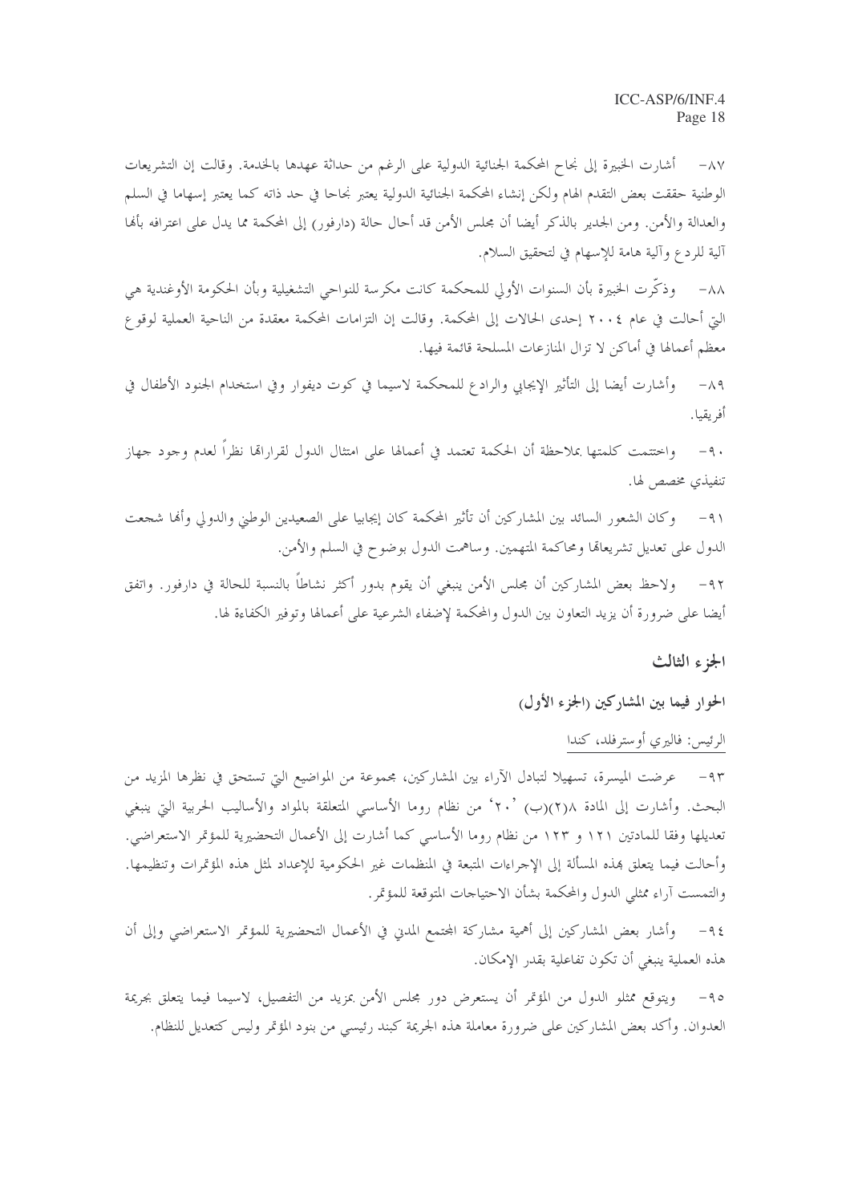٨٧- أشارت الخبيرة إلى نجاح المحكمة الجنائية الدولية على الرغم من حداثة عهدها بالخدمة. وقالت إن التشريعات الوطنية حققت بعض التقدم الهام ولكن إنشاء المحكمة الجنائية الدولية يعتبر نجاحا في حد ذاته كما يعتبر إسهاما في السلم والعدالة والأمن. ومن الجدير بالذكر أيضا أن مجلس الأمن قد أحال حالة (دارفور) إلى المحكمة مما يدل على اعترافه بأنها آلية للردع وآلية هامة للإسهام في لتحقيق السلام.

٨٨- وذكّرت الخبيرة بأن السنوات الأولى للمحكمة كانت مكرسة للنواحي التشغيلية وبأن الحكومة الأوغندية هي التي أحالت في عام ٢٠٠٤ إحدى الحالات إلى المحكمة. وقالت إن التزامات المحكمة معقدة من الناحية العملية لوقوع معظم أعمالها في أماكن لا تزال المنازعات المسلحة قائمة فيها.

٨٩- وأشارت أيضا إلى التأثير الإيجابي والرادع للمحكمة لاسيما في كوت ديفوار وفي استخدام الجنود الأطفال في أفريقيا.

٩٠- واختتمت كلمتها بملاحظة أن الحكمة تعتمد في أعمالها على امتثال الدول لقراراتها نظراً لعدم وجود جهاز تنفيذي مخصص لها.

٩١- وكان الشعور السائد بين المشاركين أن تأثير المحكمة كان إيجابيا على الصعيدين الوطني والدولي وأنها شجعت الدول على تعديل تشريعاتها ومحاكمة المتهمين. وساهمت الدول بوضوح في السلم والأمن.

٩٢- ولاحظ بعض المشاركين أن مجلس الأمن ينبغي أن يقوم بدور أكثر نشاطاً بالنسبة للحالة في دارفور. واتفق أيضا على ضرورة أن يزيد التعاون بين الدول والمحكمة لإضفاء الشرعية على أعمالها وتوفير الكفاءة لها.

## الجزء الثالث

### الحوار فيما بين المشاركين (الجزء الأول)

الرئيس: فاليري أوسترفلد، كندا

٩٣- عرضت الميسرة، تسهيلا لتبادل الآراء بين المشاركين، مجموعة من المواضيع التي تستحق في نظرها المزيد من البحث. وأشارت إلى المادة ٨(٢)(ب) '٢٠' من نظام روما الأساسي المتعلقة بالمواد والأساليب الحربية التي ينبغي تعديلها وفقا للمادتين ١٢١ و ١٢٣ من نظام روما الأساسي كما أشارت إلى الأعمال التحضيرية للمؤتمر الاستعراضي. وأحالت فيما يتعلق بهذه المسألة إلى الإجراءات المتبعة في المنظمات غير الحكومية للإعداد لمثل هذه المؤتمرات وتنظيمها. والتمست آراء ممثلي الدول والمحكمة بشأن الاحتياجات المتوقعة للمؤتمر.

٩٤- وأشار بعض المشاركين إلى أهمية مشاركة المجتمع المدني في الأعمال التحضيرية للمؤتمر الاستعراضي وإلى أن هذه العملية ينبغي أن تكون تفاعلية بقدر الإمكان.

٩٥- ويتوقع ممثلو الدول من المؤتمر أن يستعرض دور مجلس الأمن بمزيد من التفصيل، لاسيما فيما يتعلق بجريمة العدوان. وأكد بعض المشاركين على ضرورة معاملة هذه الجريمة كبند رئيسي من بنود المؤتمر وليس كتعديل للنظام.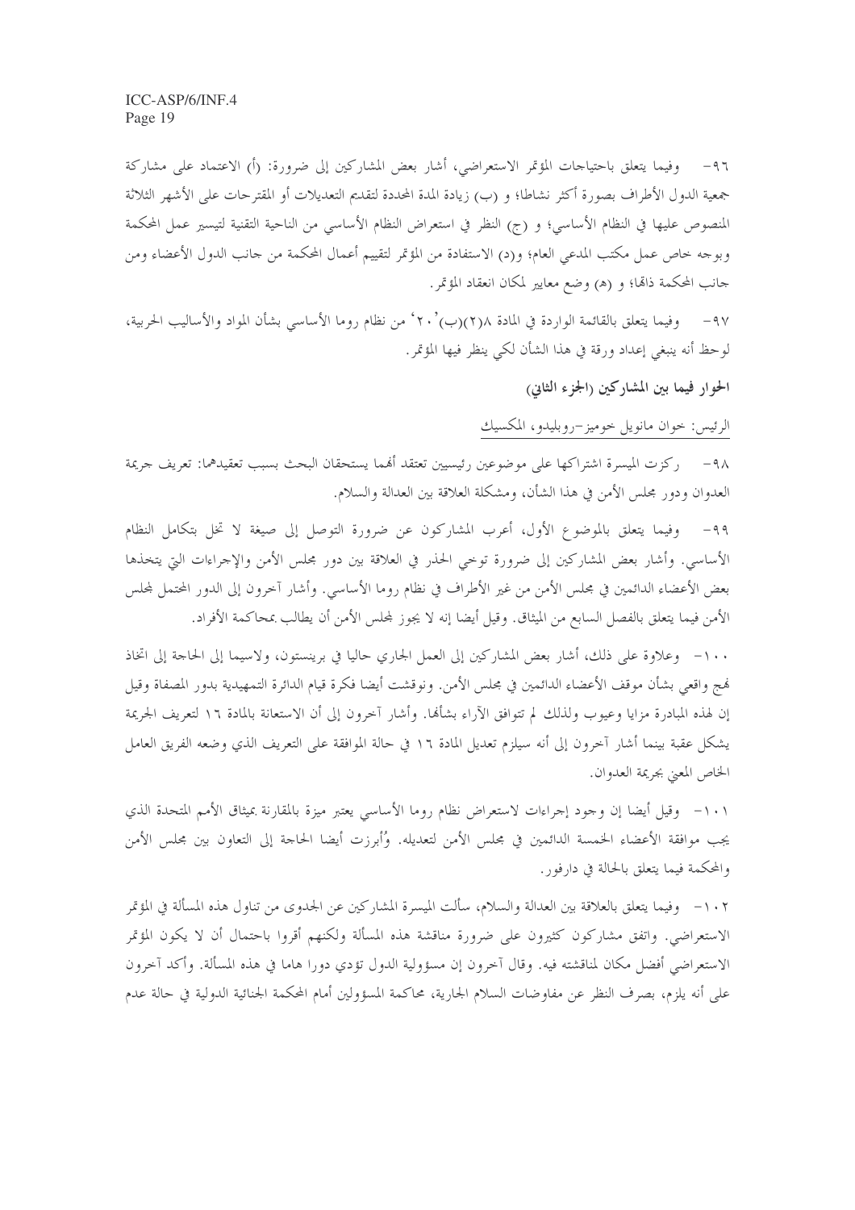٩٦- وفيما يتعلق باحتياجات المؤتمر الاستعراضي، أشار بعض المشاركين إلى ضرورة: (أ) الاعتماد على مشاركة جمعية الدول الأطراف بصورة أكثر نشاطا؛ و (ب) زيادة المدة المحددة لتقديم التعديلات أو المقترحات على الأشهر الثلاثة المنصوص عليها في النظام الأساسي؛ و (ج) النظر في استعراض النظام الأساسي من الناحية التقنية لتيسير عمل المحكمة وبوجه خاص عمل مكتب المدعي العام؛ و(د) الاستفادة من المؤتمر لتقييم أعمال المحكمة من جانب الدول الأعضاء ومن جانب المحكمة ذاتها؛ و (هـ) وضع معايير لمكان انعقاد المؤتمر.

٩٧- وفيما يتعلق بالقائمة الواردة في المادة ٨(٢)(ب)'٢٠' من نظام روما الأساسي بشأن المواد والأساليب الحربية، لوحظ أنه ينبغي إعداد ورقة في هذا الشأن لكي ينظر فيها المؤتمر.

**الحوار فيما بين المشاركين (الجزء الثاني)**

الرئيس: خوان مانويل خوميز-روبليدو، المكسيك

٩٨- ركزت الميسرة اشتراكها على موضوعين رئيسيين تعتقد أنهما يستحقان البحث بسبب تعقيدهما: تعريف جريمة العدوان ودور مجلس الأمن في هذا الشأن، ومشكلة العلاقة بين العدالة والسلام.

٩٩- وفيما يتعلق بالموضوع الأول، أعرب المشاركون عن ضرورة التوصل إلى صيغة لا تخل بتكامل النظام الأساسي. وأشار بعض المشاركين إلى ضرورة توخي الحذر في العلاقة بين دور مجلس الأمن والإجراءات التي يتخذها بعض الأعضاء الدائمين في مجلس الأمن من غير الأطراف في نظام روما الأساسي. وأشار آخرون إلى الدور المحتمل لمجلس الأمن فيما يتعلق بالفصل السابع من الميثاق. وقيل أيضا إنه لا يجوز لمجلس الأمن أن يطالب بمحاكمة الأفراد.

١٠٠- وعلاوة على ذلك، أشار بعض المشاركين إلى العمل الجاري حاليا في برينستون، ولاسيما إلى الحاجة إلى اتخاذ نهج واقعي بشأن موقف الأعضاء الدائمين في مجلس الأمن. ونوقشت أيضا فكرة قيام الدائرة التمهيدية بدور المصفاة وقيل إن لهذه المبادرة مزايا وعيوب ولذلك لم تتوافق الآراء بشأنها. وأشار آخرون إلى أن الاستعانة بالمادة ١٦ لتعريف الجريمة يشكل عقبة بينما أشار آخرون إلى أنه سيلزم تعديل المادة ١٦ في حالة الموافقة على التعريف الذي وضعه الفريق العامل الخاص المعني بجريمة العدوان.

١٠١- وقيل أيضا إن وجود إجراءات لاستعراض نظام روما الأساسي يعتبر ميزة بالمقارنة بميثاق الأمم المتحدة الذي يجب موافقة الأعضاء الخمسة الدائمين في مجلس الأمن لتعديله. وأُبرزت أيضا الحاجة إلى التعاون بين مجلس الأمن والمحكمة فيما يتعلق بالحالة في دارفور.

١٠٢- وفيما يتعلق بالعلاقة بين العدالة والسلام، سألت الميسرة المشاركين عن الجدوى من تناول هذه المسألة في المؤتمر الاستعراضي. واتفق مشاركون كثيرون على ضرورة مناقشة هذه المسألة ولكنهم أقروا باحتمال أن لا يكون المؤتمر الاستعراضي أفضل مكان لمناقشته فيه. وقال آخرون إن مسؤولية الدول تؤدي دورا هاما في هذه المسألة. وأكد آخرون على أنه يلزم، بصرف النظر عن مفاوضات السلام الجارية، محاكمة المسؤولين أمام المحكمة الجنائية الدولية في حالة عدم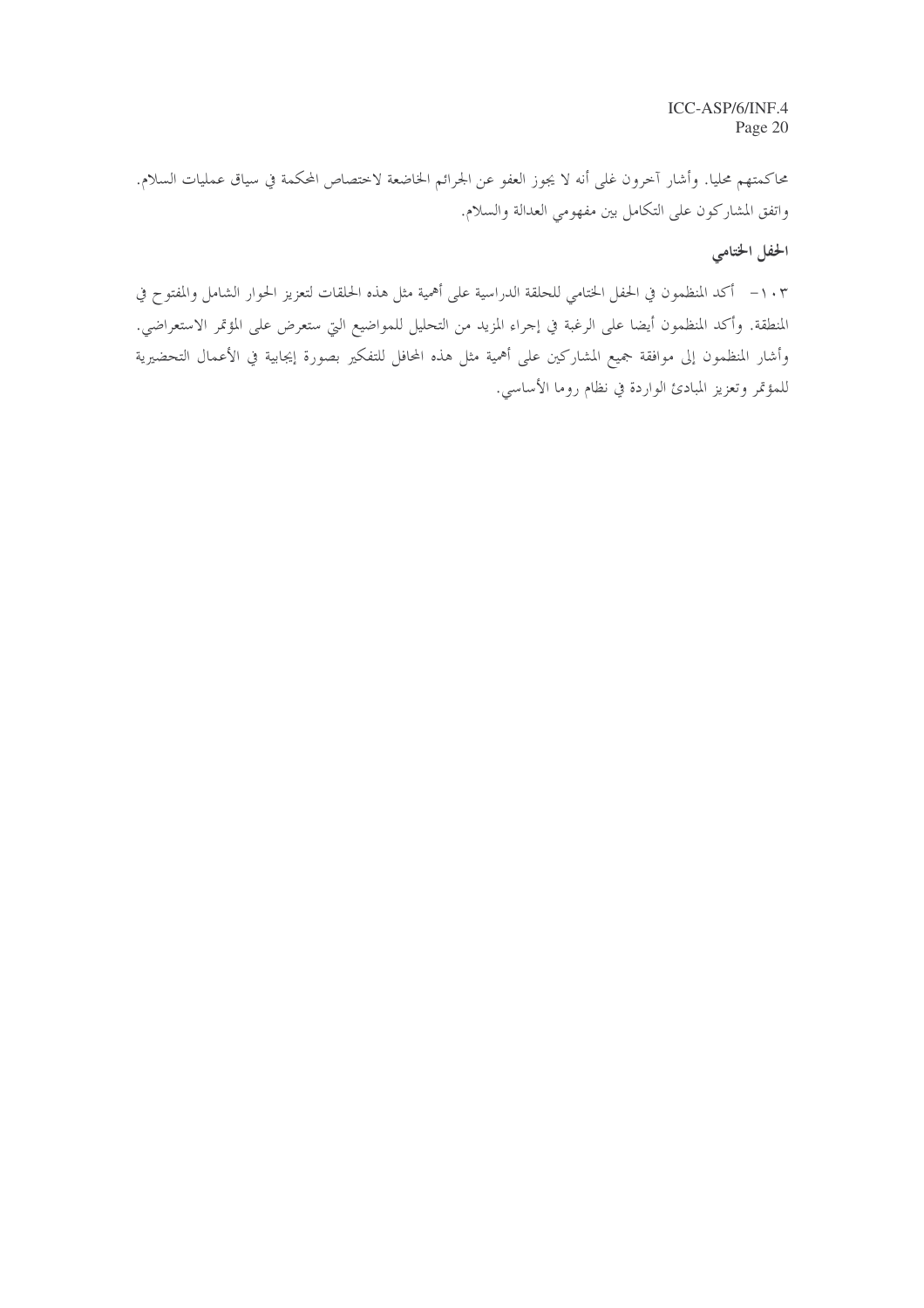محاكمتهم محليا. وأشار آخرون غلى أنه لا يجوز العفو عن الجرائم الخاضعة لاختصاص المحكمة في سياق عمليات السلام. واتفق المشاركون على التكامل بين مفهومي العدالة والسلام.

### الحفل الختامي

١٠٣- أكد المنظمون في الحفل الختامي للحلقة الدراسية على أهمية مثل هذه الحلقات لتعزيز الحوار الشامل والمفتوح في المنطقة. وأكد المنظمون أيضا على الرغبة في إجراء المزيد من التحليل للمواضيع التي ستعرض على المؤتمر الاستعراضي. وأشار المنظمون إلى موافقة جميع المشاركين على أهمية مثل هذه المحافل للتفكير بصورة إيجابية في الأعمال التحضيرية للمؤتمر وتعزيز المبادئ الواردة في نظام روما الأساسي.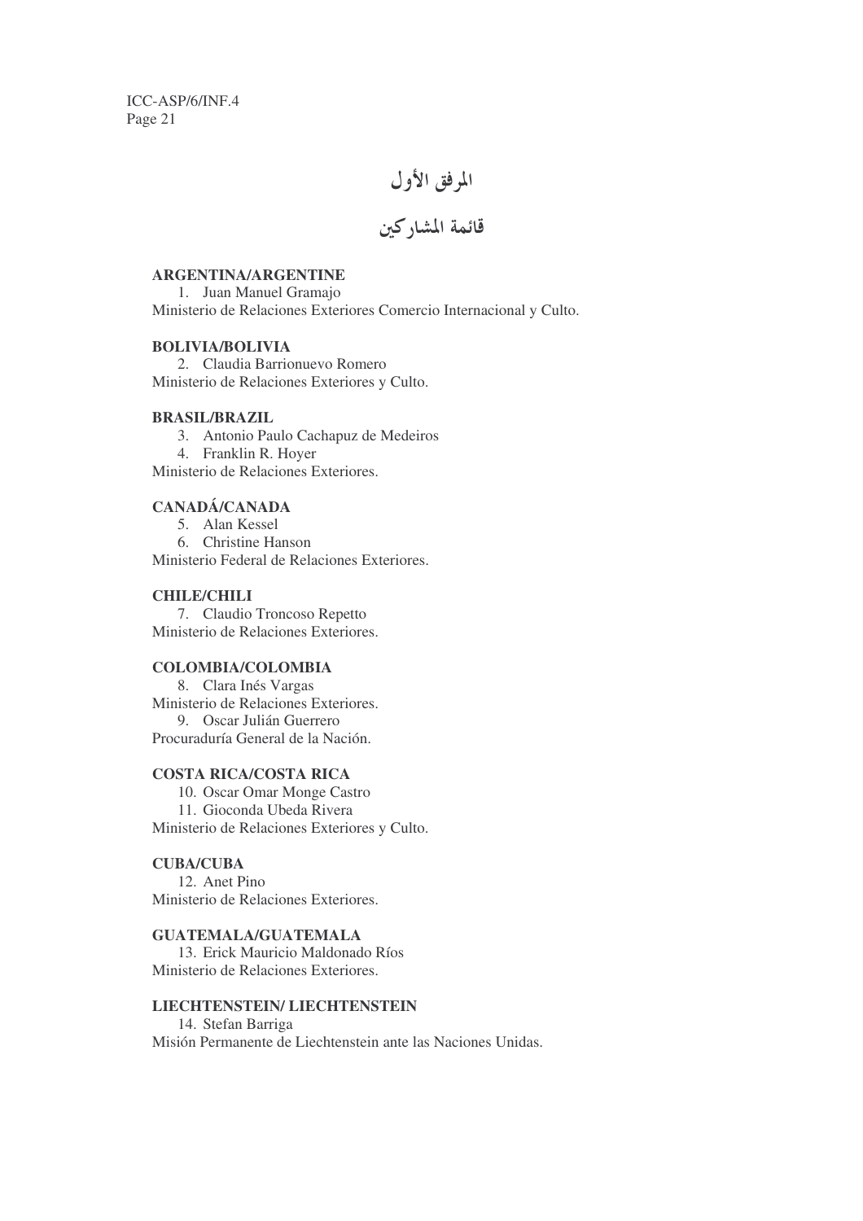# المرفق الأول

## قائمة المشاركين

**ARGENTINA/ARGENTINE**

1. Juan Manuel Gramajo

Ministerio de Relaciones Exteriores Comercio Internacional y Culto.

**BOLIVIA/BOLIVIA**

2. Claudia Barrionuevo Romero

Ministerio de Relaciones Exteriores y Culto.

**BRASIL/BRAZIL**

3. Antonio Paulo Cachapuz de Medeiros
4. Franklin R. Hoyer

Ministerio de Relaciones Exteriores.

**CANADÁ/CANADA**

5. Alan Kessel
6. Christine Hanson

Ministerio Federal de Relaciones Exteriores.

**CHILE/CHILI**

7. Claudio Troncoso Repetto

Ministerio de Relaciones Exteriores.

**COLOMBIA/COLOMBIA**

8. Clara Inés Vargas

Ministerio de Relaciones Exteriores.

9. Oscar Julián Guerrero

Procuraduría General de la Nación.

**COSTA RICA/COSTA RICA**

10. Oscar Omar Monge Castro
11. Gioconda Ubeda Rivera

Ministerio de Relaciones Exteriores y Culto.

**CUBA/CUBA**

12. Anet Pino

Ministerio de Relaciones Exteriores.

**GUATEMALA/GUATEMALA**

13. Erick Mauricio Maldonado Ríos

Ministerio de Relaciones Exteriores.

**LIECHTENSTEIN/ LIECHTENSTEIN**

14. Stefan Barriga

Misión Permanente de Liechtenstein ante las Naciones Unidas.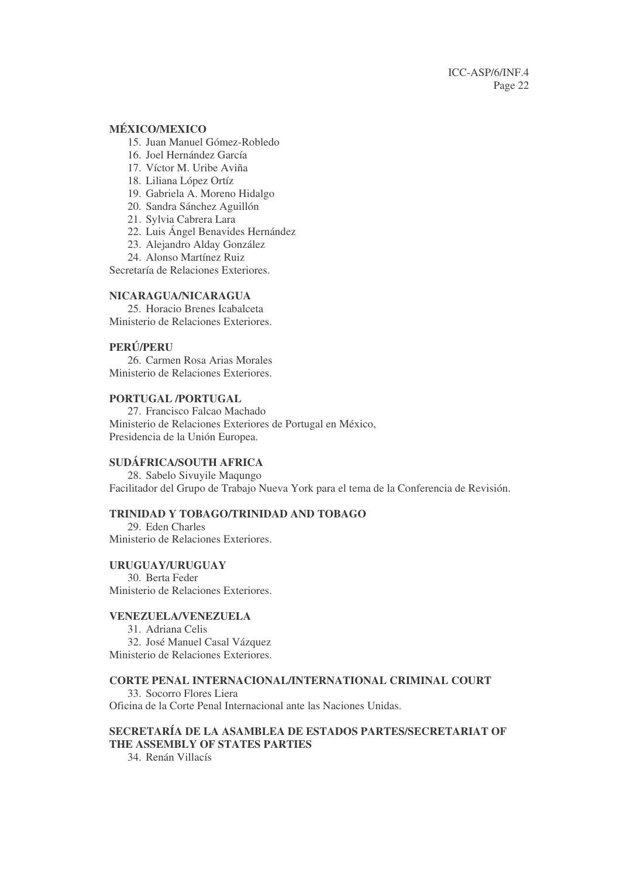**MÉXICO/MEXICO**

15. Juan Manuel Gómez-Robledo
16. Joel Hernández García
17. Víctor M. Uribe Aviña
18. Liliana López Ortíz
19. Gabriela A. Moreno Hidalgo
20. Sandra Sánchez Aguillón
21. Sylvia Cabrera Lara
22. Luis Ángel Benavides Hernández
23. Alejandro Alday González
24. Alonso Martínez Ruiz

Secretaría de Relaciones Exteriores.

**NICARAGUA/NICARAGUA**

25. Horacio Brenes Icabalceta

Ministerio de Relaciones Exteriores.

**PERÚ/PERU**

26. Carmen Rosa Arias Morales

Ministerio de Relaciones Exteriores.

**PORTUGAL /PORTUGAL**

27. Francisco Falcao Machado

Ministerio de Relaciones Exteriores de Portugal en México,
Presidencia de la Unión Europea.

**SUDÁFRICA/SOUTH AFRICA**

28. Sabelo Sivuyile Maqungo

Facilitador del Grupo de Trabajo Nueva York para el tema de la Conferencia de Revisión.

**TRINIDAD Y TOBAGO/TRINIDAD AND TOBAGO**

29. Eden Charles

Ministerio de Relaciones Exteriores.

**URUGUAY/URUGUAY**

30. Berta Feder

Ministerio de Relaciones Exteriores.

**VENEZUELA/VENEZUELA**

31. Adriana Celis
32. José Manuel Casal Vázquez

Ministerio de Relaciones Exteriores.

**CORTE PENAL INTERNACIONAL/INTERNATIONAL CRIMINAL COURT**

33. Socorro Flores Liera

Oficina de la Corte Penal Internacional ante las Naciones Unidas.

**SECRETARÍA DE LA ASAMBLEA DE ESTADOS PARTES/SECRETARIAT OF THE ASSEMBLY OF STATES PARTIES**

34. Renán Villacís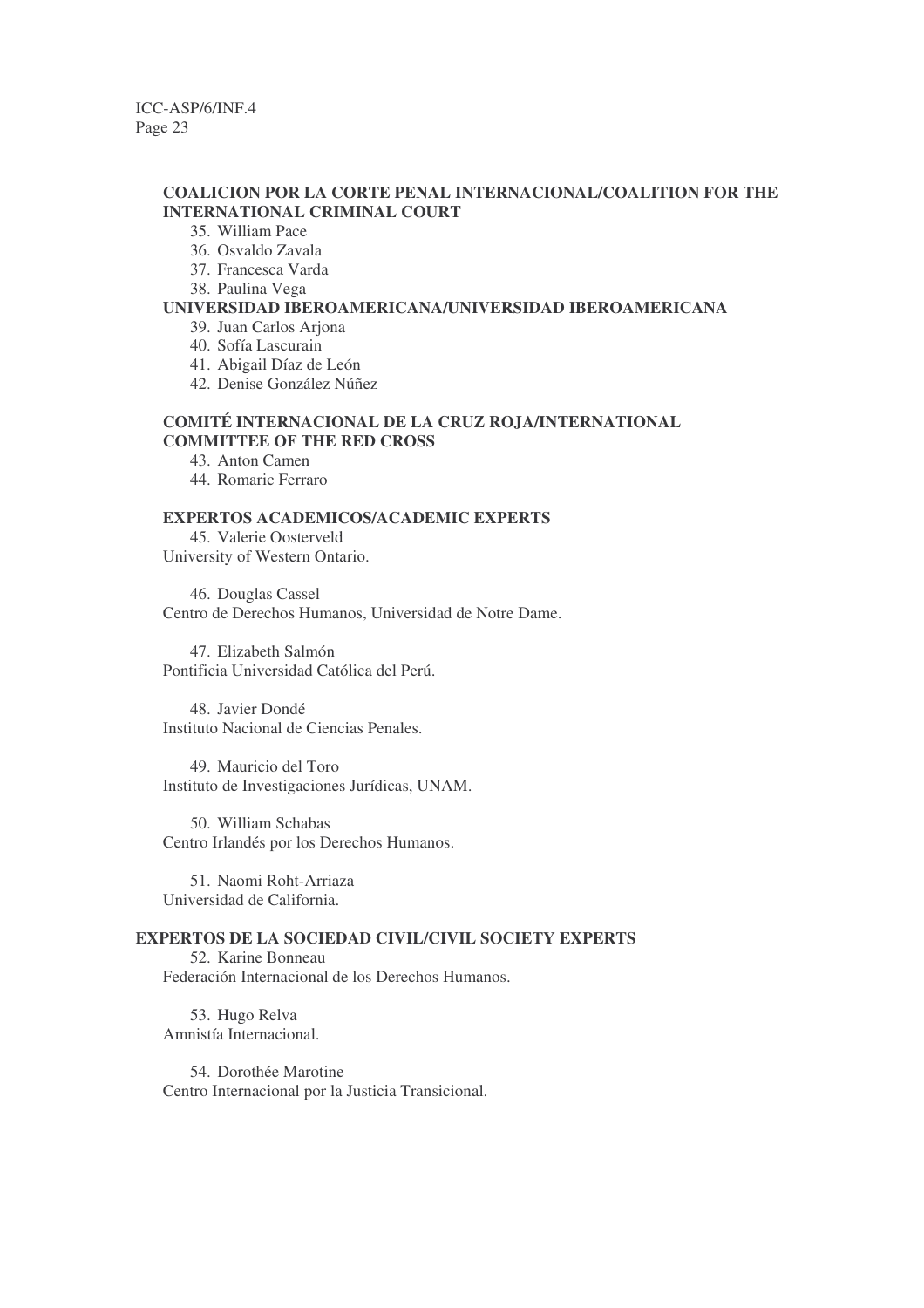**COALICION POR LA CORTE PENAL INTERNACIONAL/COALITION FOR THE INTERNATIONAL CRIMINAL COURT**

35. William Pace
36. Osvaldo Zavala
37. Francesca Varda
38. Paulina Vega

**UNIVERSIDAD IBEROAMERICANA/UNIVERSIDAD IBEROAMERICANA**

39. Juan Carlos Arjona
40. Sofía Lascurain
41. Abigail Díaz de León
42. Denise González Núñez

**COMITÉ INTERNACIONAL DE LA CRUZ ROJA/INTERNATIONAL COMMITTEE OF THE RED CROSS**

43. Anton Camen
44. Romaric Ferraro

**EXPERTOS ACADEMICOS/ACADEMIC EXPERTS**

45. Valerie Oosterveld
University of Western Ontario.

46. Douglas Cassel
Centro de Derechos Humanos, Universidad de Notre Dame.

47. Elizabeth Salmón
Pontificia Universidad Católica del Perú.

48. Javier Dondé
Instituto Nacional de Ciencias Penales.

49. Mauricio del Toro
Instituto de Investigaciones Jurídicas, UNAM.

50. William Schabas
Centro Irlandés por los Derechos Humanos.

51. Naomi Roht-Arriaza
Universidad de California.

**EXPERTOS DE LA SOCIEDAD CIVIL/CIVIL SOCIETY EXPERTS**

52. Karine Bonneau
Federación Internacional de los Derechos Humanos.

53. Hugo Relva
Amnistía Internacional.

54. Dorothée Marotine
Centro Internacional por la Justicia Transicional.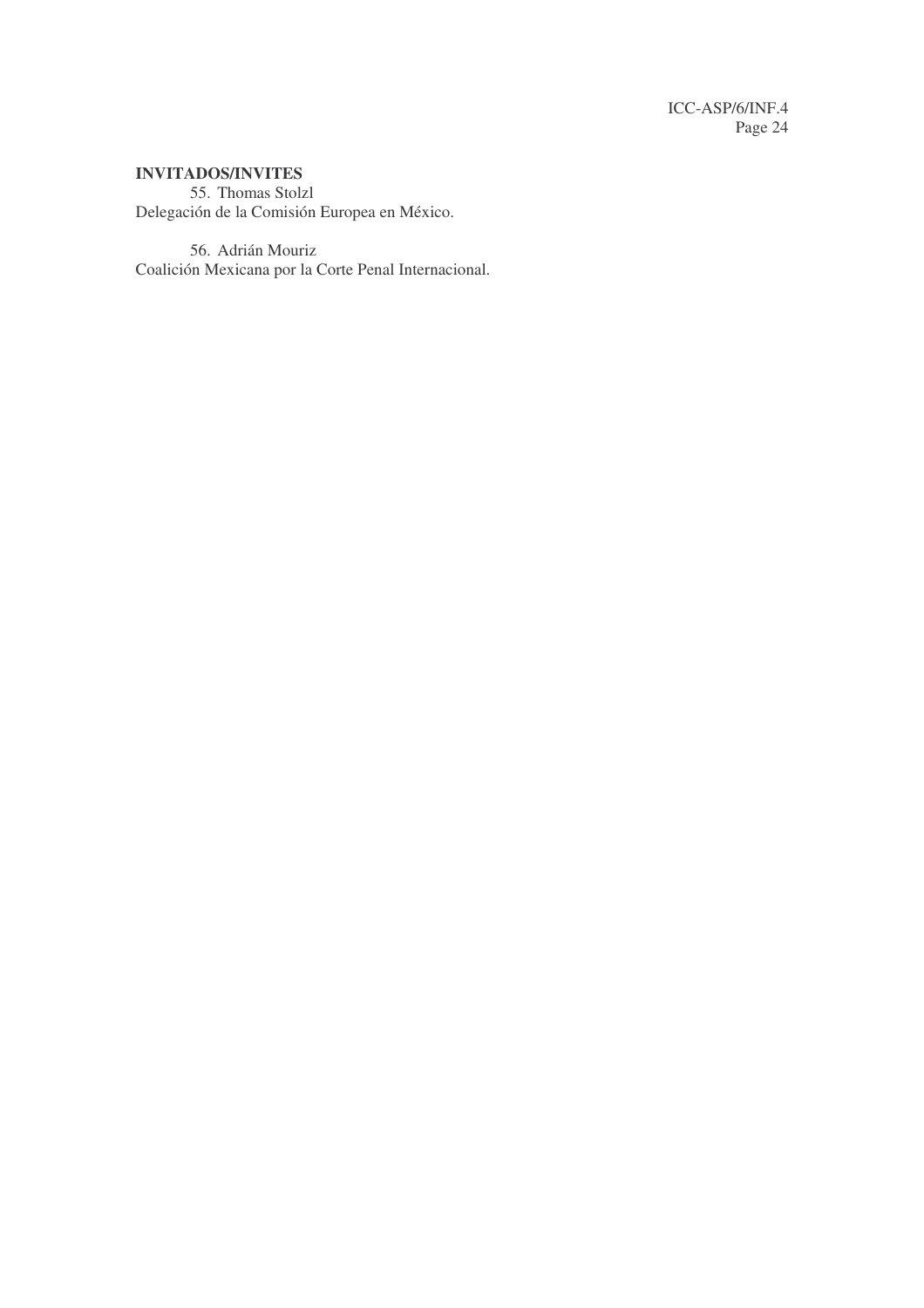**INVITADOS/INVITES**

55. Thomas Stolzl
Delegación de la Comisión Europea en México.

56. Adrián Mouriz
Coalición Mexicana por la Corte Penal Internacional.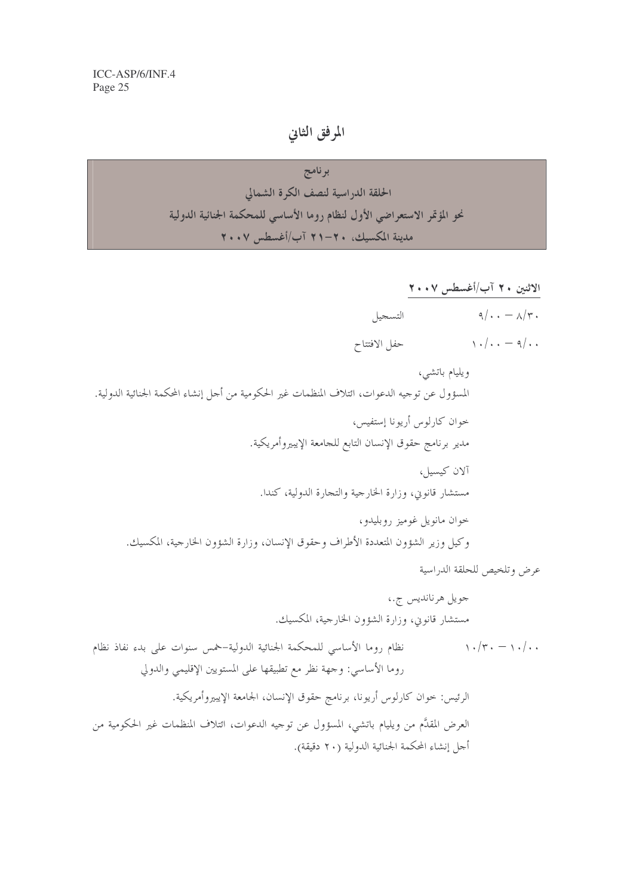# المرفق الثاني

**برنامج**
**الحلقة الدراسية لنصف الكرة الشمالي**
**نحو المؤتمر الاستعراضي الأول لنظام روما الأساسي للمحكمة الجنائية الدولية**
**مدينة المكسيك، ٢٠-٢١ آب/أغسطس ٢٠٠٧**

**الاثنين ٢٠ آب/أغسطس ٢٠٠٧**

٨/٣٠ - ٩/٠٠ التسجيل

٩/٠٠ - ١٠/٠٠ حفل الافتتاح

ويليام باتشي،
المسؤول عن توجيه الدعوات، ائتلاف المنظمات غير الحكومية من أجل إنشاء المحكمة الجنائية الدولية.

خوان كارلوس أريونا إستفيس،
مدير برنامج حقوق الإنسان التابع للجامعة الإيبيروأمريكية.

آلان كيسيل،
مستشار قانوني، وزارة الخارجية والتجارة الدولية، كندا.

خوان مانويل غوميز روبليدو،
وكيل وزير الشؤون المتعددة الأطراف وحقوق الإنسان، وزارة الشؤون الخارجية، المكسيك.

عرض وتلخيص للحلقة الدراسية

جويل هرنانديس ج.،
مستشار قانوني، وزارة الشؤون الخارجية، المكسيك.

١٠/٠٠ - ١٠/٣٠ نظام روما الأساسي للمحكمة الجنائية الدولية-خمس سنوات على بدء نفاذ نظام روما الأساسي: وجهة نظر مع تطبيقها على المستويين الإقليمي والدولي

الرئيس: خوان كارلوس أريونا، برنامج حقوق الإنسان، الجامعة الإيبيروأمريكية.

العرض المقدَّم من ويليام باتشي، المسؤول عن توجيه الدعوات، ائتلاف المنظمات غير الحكومية من أجل إنشاء المحكمة الجنائية الدولية (٢٠ دقيقة).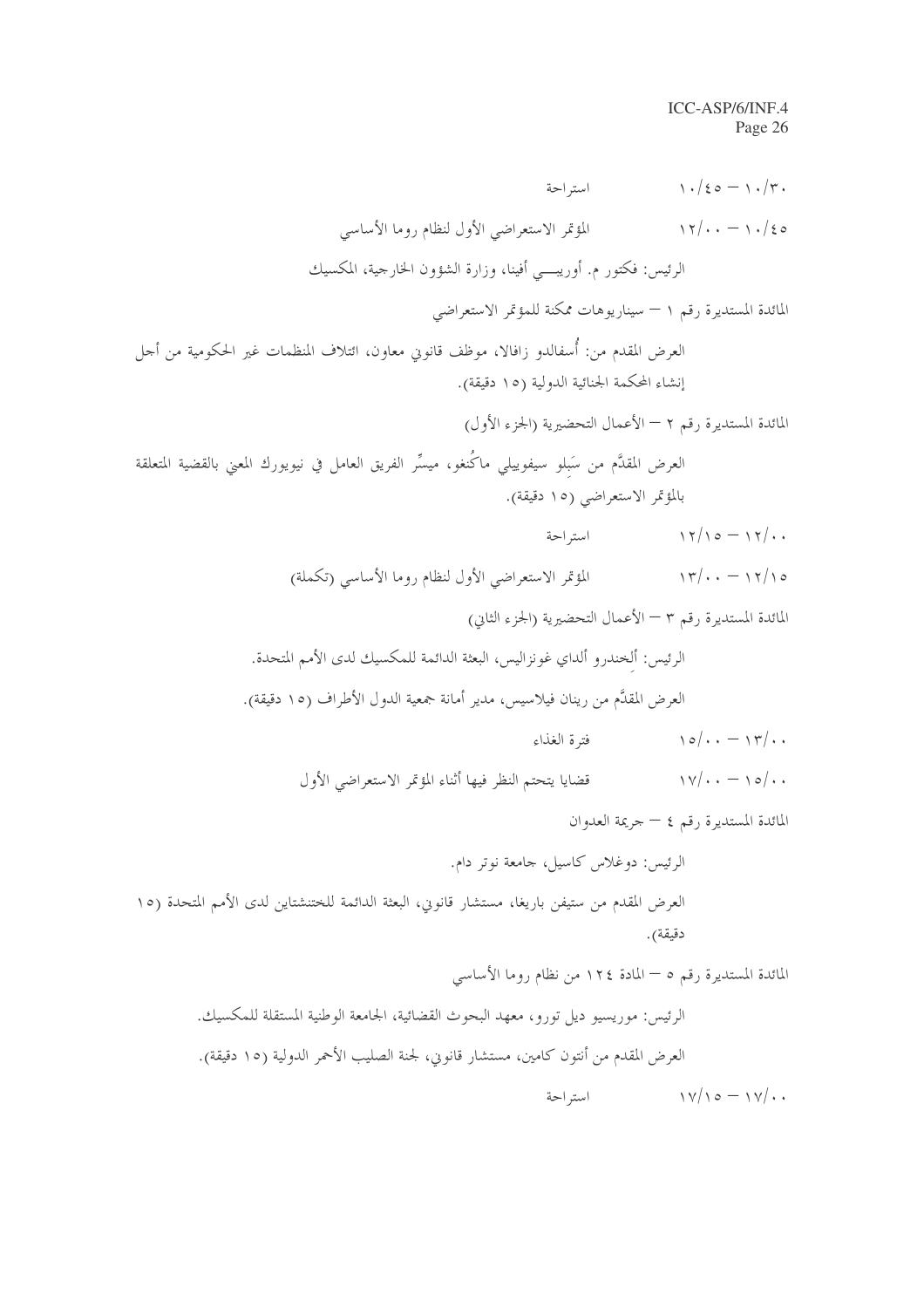١٠/٣٠ – ١٠/٤٥ استراحة

١٠/٤٥ – ١٢/٠٠ المؤتمر الاستعراضي الأول لنظام روما الأساسي

الرئيس: فكتور م. أوريبـــي أفينا، وزارة الشؤون الخارجية، المكسيك

المائدة المستديرة رقم ١ – سيناريوهات ممكنة للمؤتمر الاستعراضي

العرض المقدم من: أُسفالدو زافالا، موظف قانوني معاون، ائتلاف المنظمات غير الحكومية من أجل إنشاء المحكمة الجنائية الدولية (١٥ دقيقة).

المائدة المستديرة رقم ٢ – الأعمال التحضيرية (الجزء الأول)

العرض المقدَّم من سَيلو سيفوييلي ماكُنغو، ميسِّر الفريق العامل في نيويورك المعني بالقضية المتعلقة بالمؤتمر الاستعراضي (١٥ دقيقة).

١٢/٠٠ – ١٢/١٥ استراحة

١٢/١٥ – ١٣/٠٠ المؤتمر الاستعراضي الأول لنظام روما الأساسي (تكملة)

المائدة المستديرة رقم ٣ – الأعمال التحضيرية (الجزء الثاني)

الرئيس: ألِخندرو ألداي غونزاليس، البعثة الدائمة للمكسيك لدى الأمم المتحدة.

العرض المقدَّم من رينان فيلاسيس، مدير أمانة جمعية الدول الأطراف (١٥ دقيقة).

١٣/٠٠ – ١٥/٠٠ فترة الغذاء

١٥/٠٠ – ١٧/٠٠ قضايا يتحتم النظر فيها أثناء المؤتمر الاستعراضي الأول

المائدة المستديرة رقم ٤ – جريمة العدوان

الرئيس: دوغلاس كاسيل، جامعة نوتر دام.

العرض المقدم من ستيفن باريغا، مستشار قانوني، البعثة الدائمة للختنشتاين لدى الأمم المتحدة (١٥ دقيقة).

المائدة المستديرة رقم ٥ – المادة ١٢٤ من نظام روما الأساسي

الرئيس: موريسيو ديل تورو، معهد البحوث القضائية، الجامعة الوطنية المستقلة للمكسيك.

العرض المقدم من أنتون كامين، مستشار قانوني، لجنة الصليب الأحمر الدولية (١٥ دقيقة).

١٧/٠٠ – ١٧/١٥ استراحة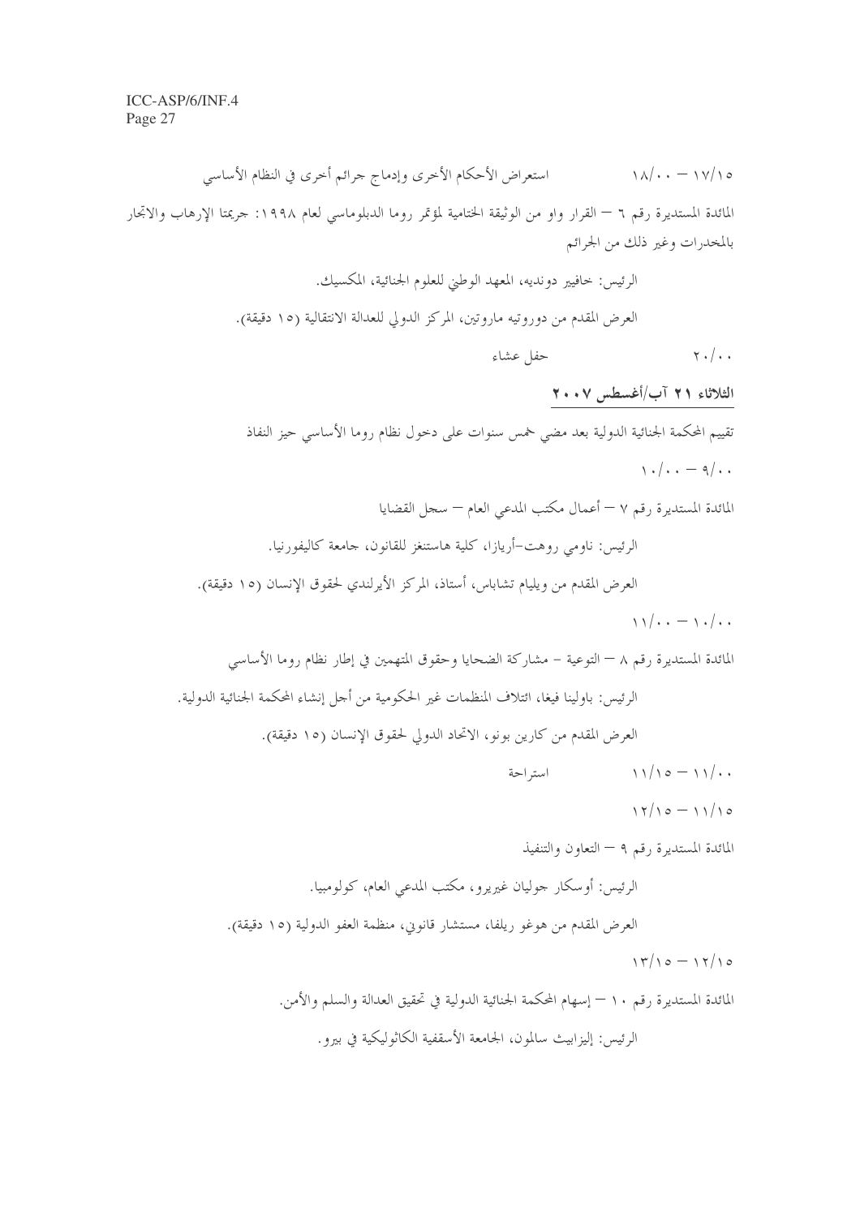١٧/١٥ — ١٨/٠٠ استعراض الأحكام الأخرى وإدماج جرائم أخرى في النظام الأساسي

المائدة المستديرة رقم ٦ — القرار واو من الوثيقة الختامية لمؤتمر روما الدبلوماسي لعام ١٩٩٨: جريمتا الإرهاب والاتجار بالمخدرات وغير ذلك من الجرائم

الرئيس: خافيير دونديه، المعهد الوطني للعلوم الجنائية، المكسيك.

العرض المقدم من دوروتيه ماروتين، المركز الدولي للعدالة الانتقالية (١٥ دقيقة).

٢٠/٠٠ حفل عشاء

**الثلاثاء ٢١ آب/أغسطس ٢٠٠٧**

تقييم المحكمة الجنائية الدولية بعد مضي خمس سنوات على دخول نظام روما الأساسي حيز النفاذ

٩/٠٠ — ١٠/٠٠

المائدة المستديرة رقم ٧ — أعمال مكتب المدعي العام — سجل القضايا

الرئيس: ناومي روهت-أريازا، كلية هاستنغز للقانون، جامعة كاليفورنيا.

العرض المقدم من ويليام تشاباس، أستاذ، المركز الأيرلندي لحقوق الإنسان (١٥ دقيقة).

١٠/٠٠ — ١١/٠٠

المائدة المستديرة رقم ٨ — التوعية - مشاركة الضحايا وحقوق المتهمين في إطار نظام روما الأساسي

الرئيس: باولينا فيغا، ائتلاف المنظمات غير الحكومية من أجل إنشاء المحكمة الجنائية الدولية.

العرض المقدم من كارين بونو، الاتحاد الدولي لحقوق الإنسان (١٥ دقيقة).

١١/٠٠ — ١١/١٥ استراحة

١١/١٥ — ١٢/١٥

المائدة المستديرة رقم ٩ — التعاون والتنفيذ

الرئيس: أوسكار جوليان غيريرو، مكتب المدعي العام، كولومبيا.

العرض المقدم من هوغو ريلفا، مستشار قانوني، منظمة العفو الدولية (١٥ دقيقة).

١٢/١٥ — ١٣/١٥

المائدة المستديرة رقم ١٠ — إسهام المحكمة الجنائية الدولية في تحقيق العدالة والسلم والأمن.

الرئيس: إليزابيث سالمون، الجامعة الأسقفية الكاثوليكية في بيرو.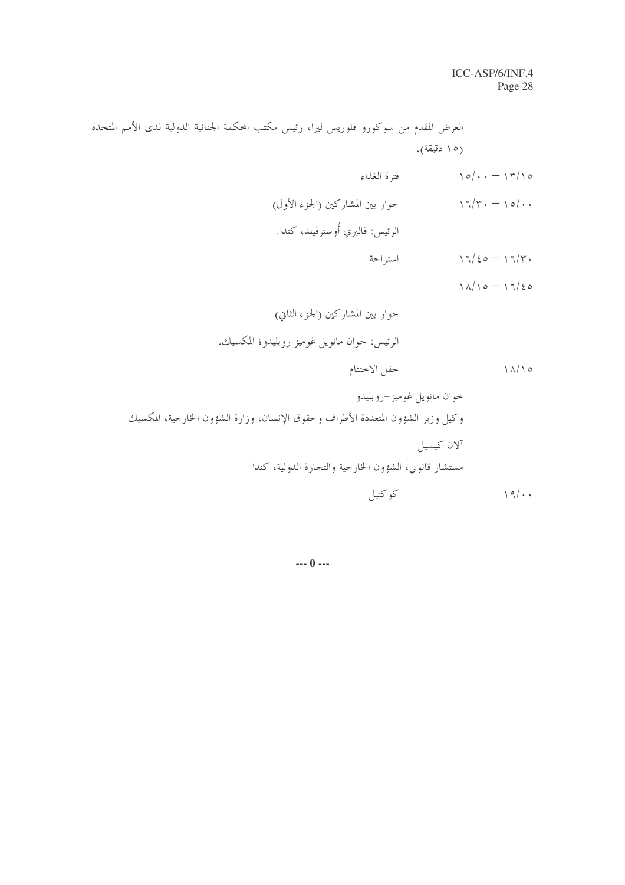العرض المقدم من سوكورو فلوريس ليرا، رئيس مكتب المحكمة الجنائية الدولية لدى الأمم المتحدة (١٥ دقيقة).

١٣/١٥ – ١٥/٠٠ فترة الغذاء

١٥/٠٠ – ١٦/٣٠ حوار بين المشاركين (الجزء الأول)

الرئيس: فاليري أُوسترفيلد، كندا.

١٦/٣٠ – ١٦/٤٥ استراحة

١٦/٤٥ – ١٨/١٥

حوار بين المشاركين (الجزء الثاني)

الرئيس: خوان مانويل غوميز روبليدو؛ المكسيك.

١٨/١٥ حفل الاختتام

خوان مانويل غوميز–روبليدو
وكيل وزير الشؤون المتعددة الأطراف وحقوق الإنسان، وزارة الشؤون الخارجية، المكسيك

آلان كيسيل
مستشار قانوني، الشؤون الخارجية والتجارة الدولية، كندا

١٩/٠٠ كوكتيل

--- 0 ---